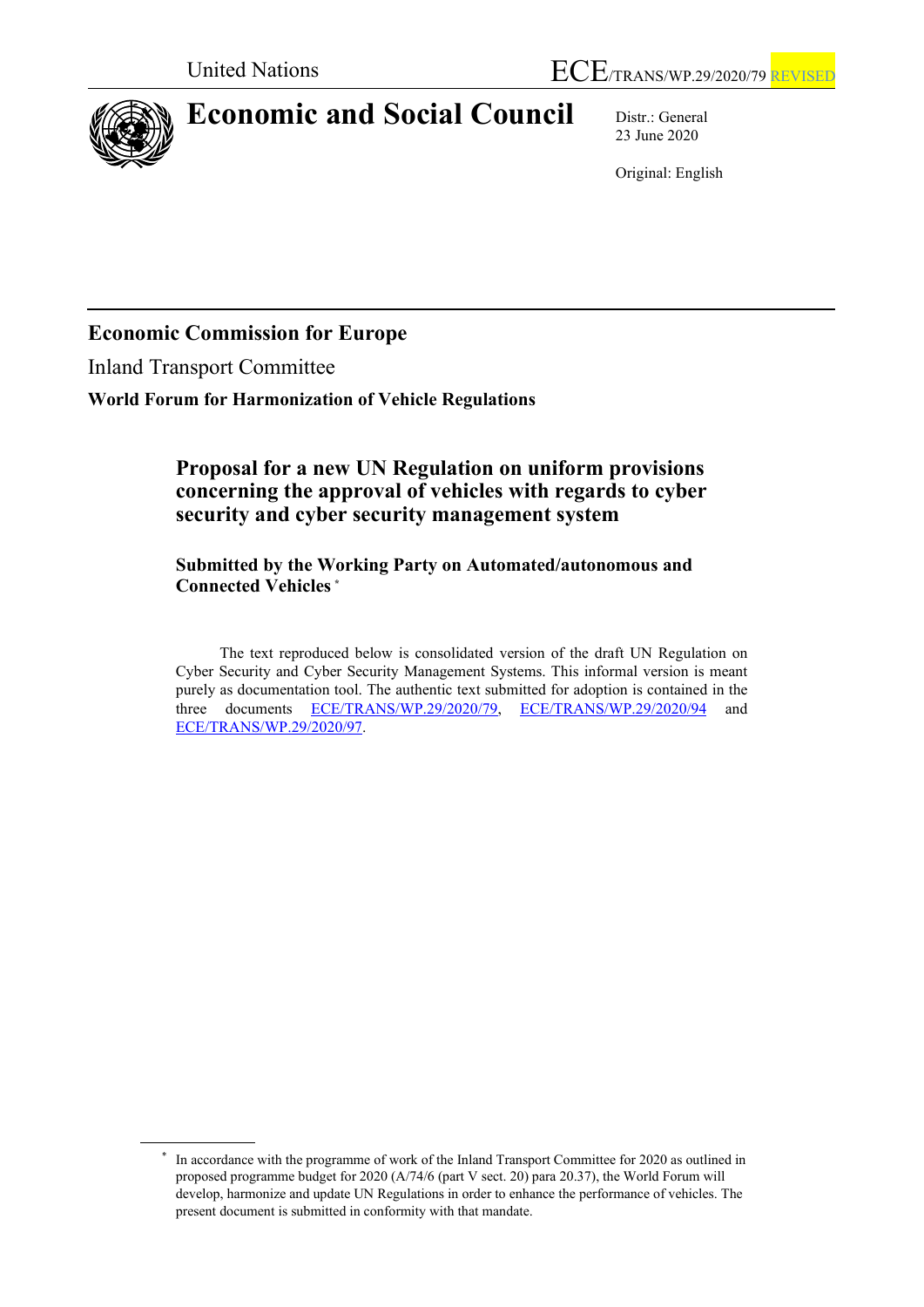United Nations

ECE/TRANS/WP.29/2020/79 REVISED

# Economic and Social Council

Distr.: General
23 June 2020

Original: English

## Economic Commission for Europe

Inland Transport Committee

**World Forum for Harmonization of Vehicle Regulations**

### Proposal for a new UN Regulation on uniform provisions concerning the approval of vehicles with regards to cyber security and cyber security management system

**Submitted by the Working Party on Automated/autonomous and Connected Vehicles** *

The text reproduced below is consolidated version of the draft UN Regulation on Cyber Security and Cyber Security Management Systems. This informal version is meant purely as documentation tool. The authentic text submitted for adoption is contained in the three documents ECE/TRANS/WP.29/2020/79, ECE/TRANS/WP.29/2020/94 and ECE/TRANS/WP.29/2020/97.

* In accordance with the programme of work of the Inland Transport Committee for 2020 as outlined in proposed programme budget for 2020 (A/74/6 (part V sect. 20) para 20.37), the World Forum will develop, harmonize and update UN Regulations in order to enhance the performance of vehicles. The present document is submitted in conformity with that mandate.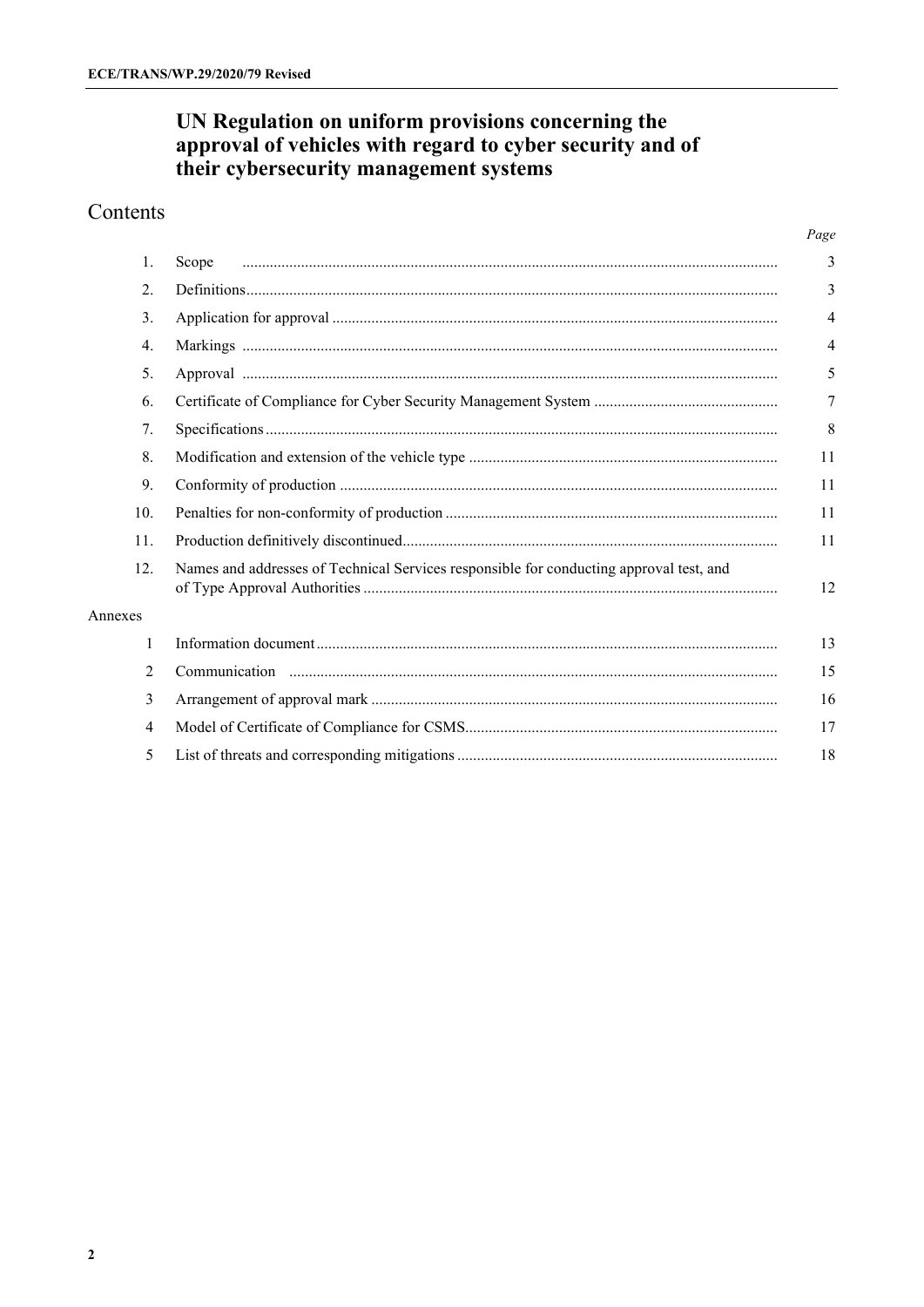# UN Regulation on uniform provisions concerning the approval of vehicles with regard to cyber security and of their cybersecurity management systems

## Contents

| | | Page |
|---|---|---|
| 1. | Scope | 3 |
| 2. | Definitions | 3 |
| 3. | Application for approval | 4 |
| 4. | Markings | 4 |
| 5. | Approval | 5 |
| 6. | Certificate of Compliance for Cyber Security Management System | 7 |
| 7. | Specifications | 8 |
| 8. | Modification and extension of the vehicle type | 11 |
| 9. | Conformity of production | 11 |
| 10. | Penalties for non-conformity of production | 11 |
| 11. | Production definitively discontinued | 11 |
| 12. | Names and addresses of Technical Services responsible for conducting approval test, and of Type Approval Authorities | 12 |
| Annexes | | |
| 1 | Information document | 13 |
| 2 | Communication | 15 |
| 3 | Arrangement of approval mark | 16 |
| 4 | Model of Certificate of Compliance for CSMS | 17 |
| 5 | List of threats and corresponding mitigations | 18 |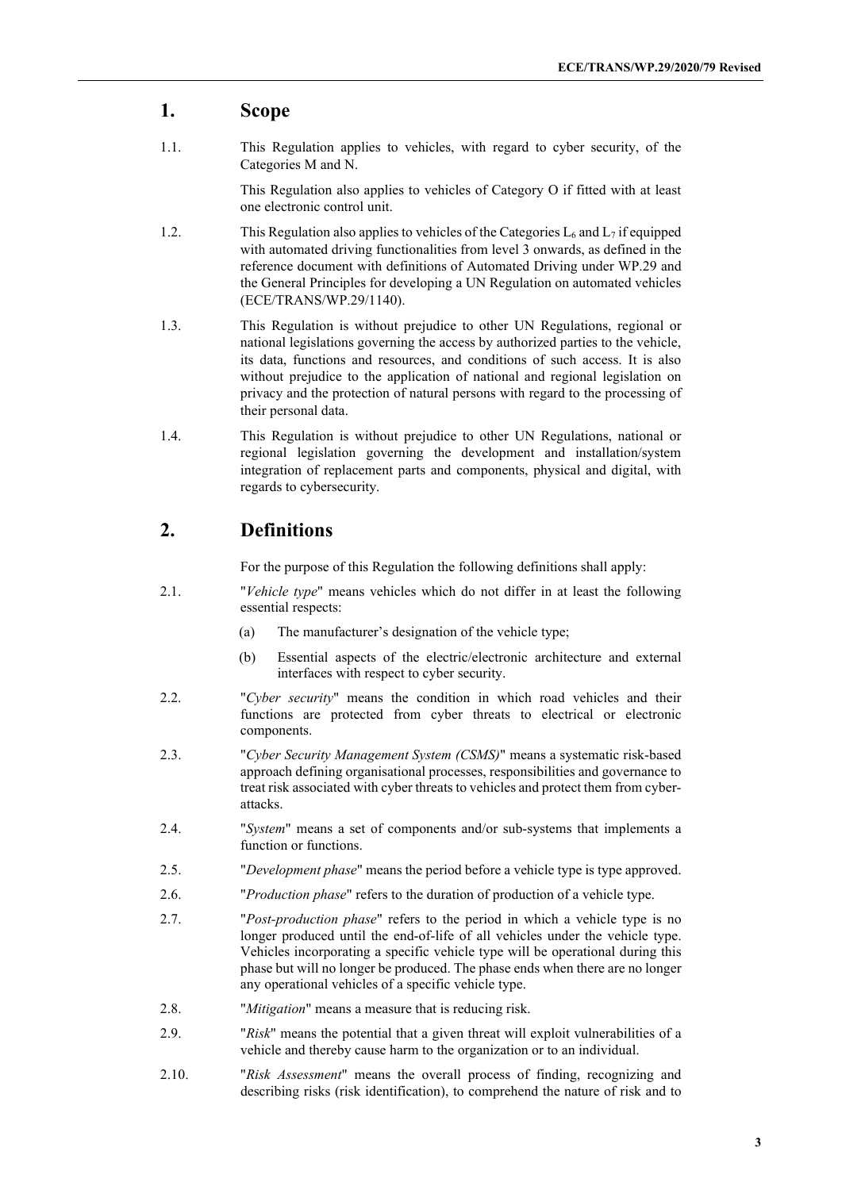## 1. Scope

1.1. This Regulation applies to vehicles, with regard to cyber security, of the Categories M and N.

This Regulation also applies to vehicles of Category O if fitted with at least one electronic control unit.

1.2. This Regulation also applies to vehicles of the Categories $L_6$ and $L_7$ if equipped with automated driving functionalities from level 3 onwards, as defined in the reference document with definitions of Automated Driving under WP.29 and the General Principles for developing a UN Regulation on automated vehicles (ECE/TRANS/WP.29/1140).

1.3. This Regulation is without prejudice to other UN Regulations, regional or national legislations governing the access by authorized parties to the vehicle, its data, functions and resources, and conditions of such access. It is also without prejudice to the application of national and regional legislation on privacy and the protection of natural persons with regard to the processing of their personal data.

1.4. This Regulation is without prejudice to other UN Regulations, national or regional legislation governing the development and installation/system integration of replacement parts and components, physical and digital, with regards to cybersecurity.

## 2. Definitions

For the purpose of this Regulation the following definitions shall apply:

2.1. "*Vehicle type*" means vehicles which do not differ in at least the following essential respects:

(a) The manufacturer's designation of the vehicle type;

(b) Essential aspects of the electric/electronic architecture and external interfaces with respect to cyber security.

2.2. "*Cyber security*" means the condition in which road vehicles and their functions are protected from cyber threats to electrical or electronic components.

2.3. "*Cyber Security Management System (CSMS)*" means a systematic risk-based approach defining organisational processes, responsibilities and governance to treat risk associated with cyber threats to vehicles and protect them from cyber-attacks.

2.4. "*System*" means a set of components and/or sub-systems that implements a function or functions.

2.5. "*Development phase*" means the period before a vehicle type is type approved.

2.6. "*Production phase*" refers to the duration of production of a vehicle type.

2.7. "*Post-production phase*" refers to the period in which a vehicle type is no longer produced until the end-of-life of all vehicles under the vehicle type. Vehicles incorporating a specific vehicle type will be operational during this phase but will no longer be produced. The phase ends when there are no longer any operational vehicles of a specific vehicle type.

2.8. "*Mitigation*" means a measure that is reducing risk.

2.9. "*Risk*" means the potential that a given threat will exploit vulnerabilities of a vehicle and thereby cause harm to the organization or to an individual.

2.10. "*Risk Assessment*" means the overall process of finding, recognizing and describing risks (risk identification), to comprehend the nature of risk and to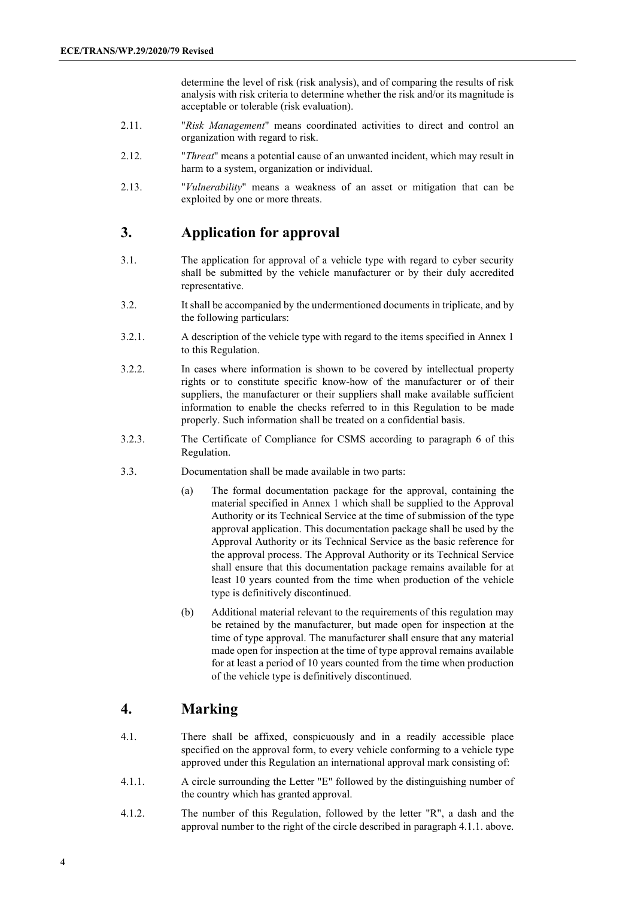determine the level of risk (risk analysis), and of comparing the results of risk analysis with risk criteria to determine whether the risk and/or its magnitude is acceptable or tolerable (risk evaluation).

2.11. "*Risk Management*" means coordinated activities to direct and control an organization with regard to risk.

2.12. "*Threat*" means a potential cause of an unwanted incident, which may result in harm to a system, organization or individual.

2.13. "*Vulnerability*" means a weakness of an asset or mitigation that can be exploited by one or more threats.

## 3. Application for approval

3.1. The application for approval of a vehicle type with regard to cyber security shall be submitted by the vehicle manufacturer or by their duly accredited representative.

3.2. It shall be accompanied by the undermentioned documents in triplicate, and by the following particulars:

3.2.1. A description of the vehicle type with regard to the items specified in Annex 1 to this Regulation.

3.2.2. In cases where information is shown to be covered by intellectual property rights or to constitute specific know-how of the manufacturer or of their suppliers, the manufacturer or their suppliers shall make available sufficient information to enable the checks referred to in this Regulation to be made properly. Such information shall be treated on a confidential basis.

3.2.3. The Certificate of Compliance for CSMS according to paragraph 6 of this Regulation.

3.3. Documentation shall be made available in two parts:

(a) The formal documentation package for the approval, containing the material specified in Annex 1 which shall be supplied to the Approval Authority or its Technical Service at the time of submission of the type approval application. This documentation package shall be used by the Approval Authority or its Technical Service as the basic reference for the approval process. The Approval Authority or its Technical Service shall ensure that this documentation package remains available for at least 10 years counted from the time when production of the vehicle type is definitively discontinued.

(b) Additional material relevant to the requirements of this regulation may be retained by the manufacturer, but made open for inspection at the time of type approval. The manufacturer shall ensure that any material made open for inspection at the time of type approval remains available for at least a period of 10 years counted from the time when production of the vehicle type is definitively discontinued.

## 4. Marking

4.1. There shall be affixed, conspicuously and in a readily accessible place specified on the approval form, to every vehicle conforming to a vehicle type approved under this Regulation an international approval mark consisting of:

4.1.1. A circle surrounding the Letter "E" followed by the distinguishing number of the country which has granted approval.

4.1.2. The number of this Regulation, followed by the letter "R", a dash and the approval number to the right of the circle described in paragraph 4.1.1. above.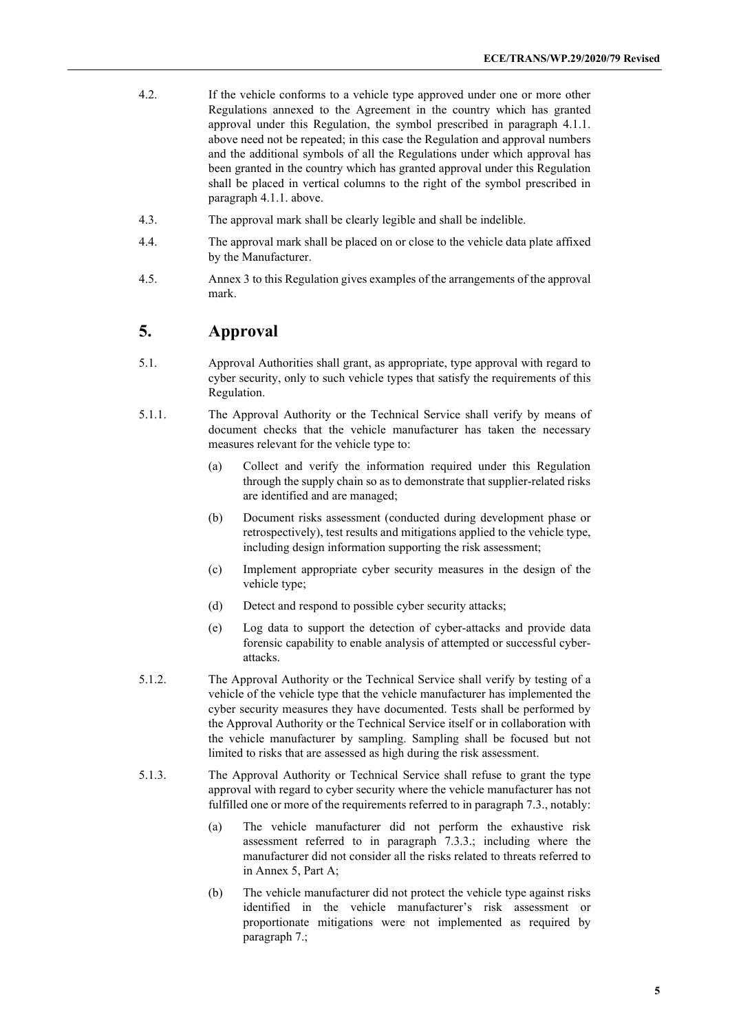4.2. If the vehicle conforms to a vehicle type approved under one or more other Regulations annexed to the Agreement in the country which has granted approval under this Regulation, the symbol prescribed in paragraph 4.1.1. above need not be repeated; in this case the Regulation and approval numbers and the additional symbols of all the Regulations under which approval has been granted in the country which has granted approval under this Regulation shall be placed in vertical columns to the right of the symbol prescribed in paragraph 4.1.1. above.

4.3. The approval mark shall be clearly legible and shall be indelible.

4.4. The approval mark shall be placed on or close to the vehicle data plate affixed by the Manufacturer.

4.5. Annex 3 to this Regulation gives examples of the arrangements of the approval mark.

## 5. Approval

5.1. Approval Authorities shall grant, as appropriate, type approval with regard to cyber security, only to such vehicle types that satisfy the requirements of this Regulation.

5.1.1. The Approval Authority or the Technical Service shall verify by means of document checks that the vehicle manufacturer has taken the necessary measures relevant for the vehicle type to:

(a) Collect and verify the information required under this Regulation through the supply chain so as to demonstrate that supplier-related risks are identified and are managed;

(b) Document risks assessment (conducted during development phase or retrospectively), test results and mitigations applied to the vehicle type, including design information supporting the risk assessment;

(c) Implement appropriate cyber security measures in the design of the vehicle type;

(d) Detect and respond to possible cyber security attacks;

(e) Log data to support the detection of cyber-attacks and provide data forensic capability to enable analysis of attempted or successful cyber-attacks.

5.1.2. The Approval Authority or the Technical Service shall verify by testing of a vehicle of the vehicle type that the vehicle manufacturer has implemented the cyber security measures they have documented. Tests shall be performed by the Approval Authority or the Technical Service itself or in collaboration with the vehicle manufacturer by sampling. Sampling shall be focused but not limited to risks that are assessed as high during the risk assessment.

5.1.3. The Approval Authority or Technical Service shall refuse to grant the type approval with regard to cyber security where the vehicle manufacturer has not fulfilled one or more of the requirements referred to in paragraph 7.3., notably:

(a) The vehicle manufacturer did not perform the exhaustive risk assessment referred to in paragraph 7.3.3.; including where the manufacturer did not consider all the risks related to threats referred to in Annex 5, Part A;

(b) The vehicle manufacturer did not protect the vehicle type against risks identified in the vehicle manufacturer's risk assessment or proportionate mitigations were not implemented as required by paragraph 7.;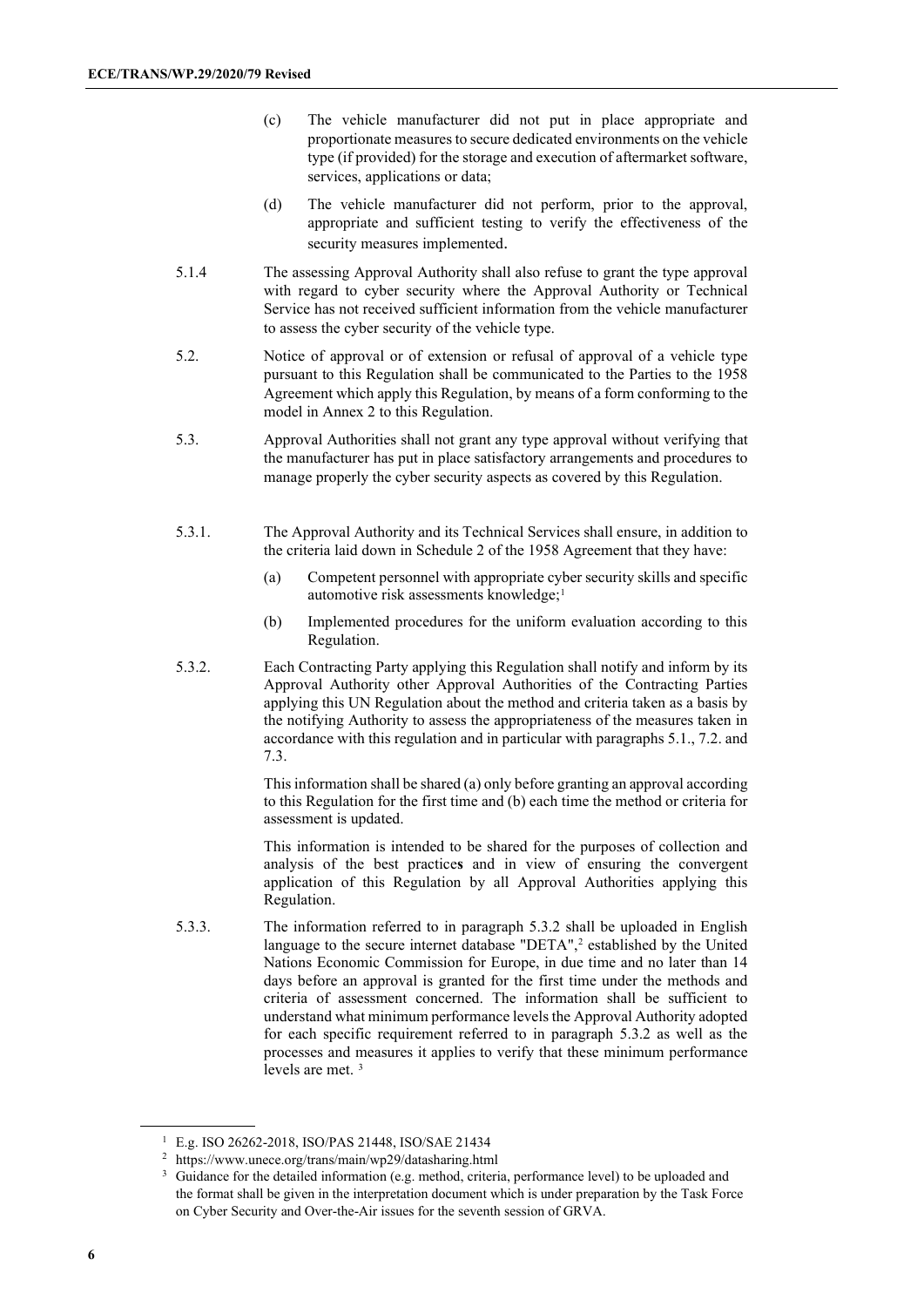(c) The vehicle manufacturer did not put in place appropriate and proportionate measures to secure dedicated environments on the vehicle type (if provided) for the storage and execution of aftermarket software, services, applications or data;

(d) The vehicle manufacturer did not perform, prior to the approval, appropriate and sufficient testing to verify the effectiveness of the security measures implemented.

5.1.4 The assessing Approval Authority shall also refuse to grant the type approval with regard to cyber security where the Approval Authority or Technical Service has not received sufficient information from the vehicle manufacturer to assess the cyber security of the vehicle type.

5.2. Notice of approval or of extension or refusal of approval of a vehicle type pursuant to this Regulation shall be communicated to the Parties to the 1958 Agreement which apply this Regulation, by means of a form conforming to the model in Annex 2 to this Regulation.

5.3. Approval Authorities shall not grant any type approval without verifying that the manufacturer has put in place satisfactory arrangements and procedures to manage properly the cyber security aspects as covered by this Regulation.

5.3.1. The Approval Authority and its Technical Services shall ensure, in addition to the criteria laid down in Schedule 2 of the 1958 Agreement that they have:

(a) Competent personnel with appropriate cyber security skills and specific automotive risk assessments knowledge;[1]

(b) Implemented procedures for the uniform evaluation according to this Regulation.

5.3.2. Each Contracting Party applying this Regulation shall notify and inform by its Approval Authority other Approval Authorities of the Contracting Parties applying this UN Regulation about the method and criteria taken as a basis by the notifying Authority to assess the appropriateness of the measures taken in accordance with this regulation and in particular with paragraphs 5.1., 7.2. and 7.3.

This information shall be shared (a) only before granting an approval according to this Regulation for the first time and (b) each time the method or criteria for assessment is updated.

This information is intended to be shared for the purposes of collection and analysis of the best practice**s** and in view of ensuring the convergent application of this Regulation by all Approval Authorities applying this Regulation.

5.3.3. The information referred to in paragraph 5.3.2 shall be uploaded in English language to the secure internet database "DETA",[2] established by the United Nations Economic Commission for Europe, in due time and no later than 14 days before an approval is granted for the first time under the methods and criteria of assessment concerned. The information shall be sufficient to understand what minimum performance levels the Approval Authority adopted for each specific requirement referred to in paragraph 5.3.2 as well as the processes and measures it applies to verify that these minimum performance levels are met. [3]

---

[1] E.g. ISO 26262-2018, ISO/PAS 21448, ISO/SAE 21434

[2] https://www.unece.org/trans/main/wp29/datasharing.html

[3] Guidance for the detailed information (e.g. method, criteria, performance level) to be uploaded and the format shall be given in the interpretation document which is under preparation by the Task Force on Cyber Security and Over-the-Air issues for the seventh session of GRVA.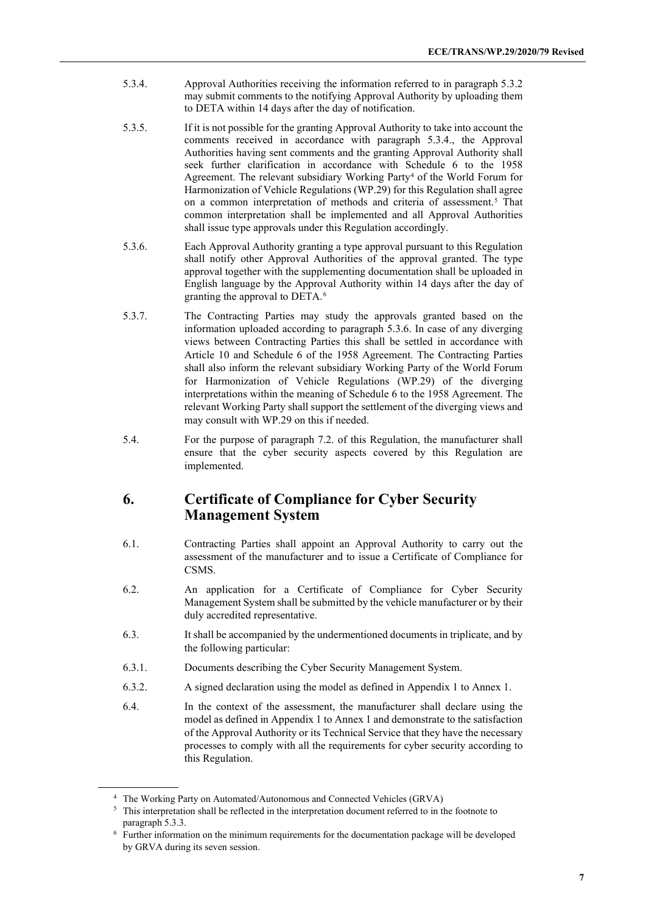5.3.4. Approval Authorities receiving the information referred to in paragraph 5.3.2 may submit comments to the notifying Approval Authority by uploading them to DETA within 14 days after the day of notification.

5.3.5. If it is not possible for the granting Approval Authority to take into account the comments received in accordance with paragraph 5.3.4., the Approval Authorities having sent comments and the granting Approval Authority shall seek further clarification in accordance with Schedule 6 to the 1958 Agreement. The relevant subsidiary Working Party[4] of the World Forum for Harmonization of Vehicle Regulations (WP.29) for this Regulation shall agree on a common interpretation of methods and criteria of assessment.[5] That common interpretation shall be implemented and all Approval Authorities shall issue type approvals under this Regulation accordingly.

5.3.6. Each Approval Authority granting a type approval pursuant to this Regulation shall notify other Approval Authorities of the approval granted. The type approval together with the supplementing documentation shall be uploaded in English language by the Approval Authority within 14 days after the day of granting the approval to DETA.[6]

5.3.7. The Contracting Parties may study the approvals granted based on the information uploaded according to paragraph 5.3.6. In case of any diverging views between Contracting Parties this shall be settled in accordance with Article 10 and Schedule 6 of the 1958 Agreement. The Contracting Parties shall also inform the relevant subsidiary Working Party of the World Forum for Harmonization of Vehicle Regulations (WP.29) of the diverging interpretations within the meaning of Schedule 6 to the 1958 Agreement. The relevant Working Party shall support the settlement of the diverging views and may consult with WP.29 on this if needed.

5.4. For the purpose of paragraph 7.2. of this Regulation, the manufacturer shall ensure that the cyber security aspects covered by this Regulation are implemented.

## 6. Certificate of Compliance for Cyber Security Management System

6.1. Contracting Parties shall appoint an Approval Authority to carry out the assessment of the manufacturer and to issue a Certificate of Compliance for CSMS.

6.2. An application for a Certificate of Compliance for Cyber Security Management System shall be submitted by the vehicle manufacturer or by their duly accredited representative.

6.3. It shall be accompanied by the undermentioned documents in triplicate, and by the following particular:

6.3.1. Documents describing the Cyber Security Management System.

6.3.2. A signed declaration using the model as defined in Appendix 1 to Annex 1.

6.4. In the context of the assessment, the manufacturer shall declare using the model as defined in Appendix 1 to Annex 1 and demonstrate to the satisfaction of the Approval Authority or its Technical Service that they have the necessary processes to comply with all the requirements for cyber security according to this Regulation.

---

[4] The Working Party on Automated/Autonomous and Connected Vehicles (GRVA)

[5] This interpretation shall be reflected in the interpretation document referred to in the footnote to paragraph 5.3.3.

[6] Further information on the minimum requirements for the documentation package will be developed by GRVA during its seven session.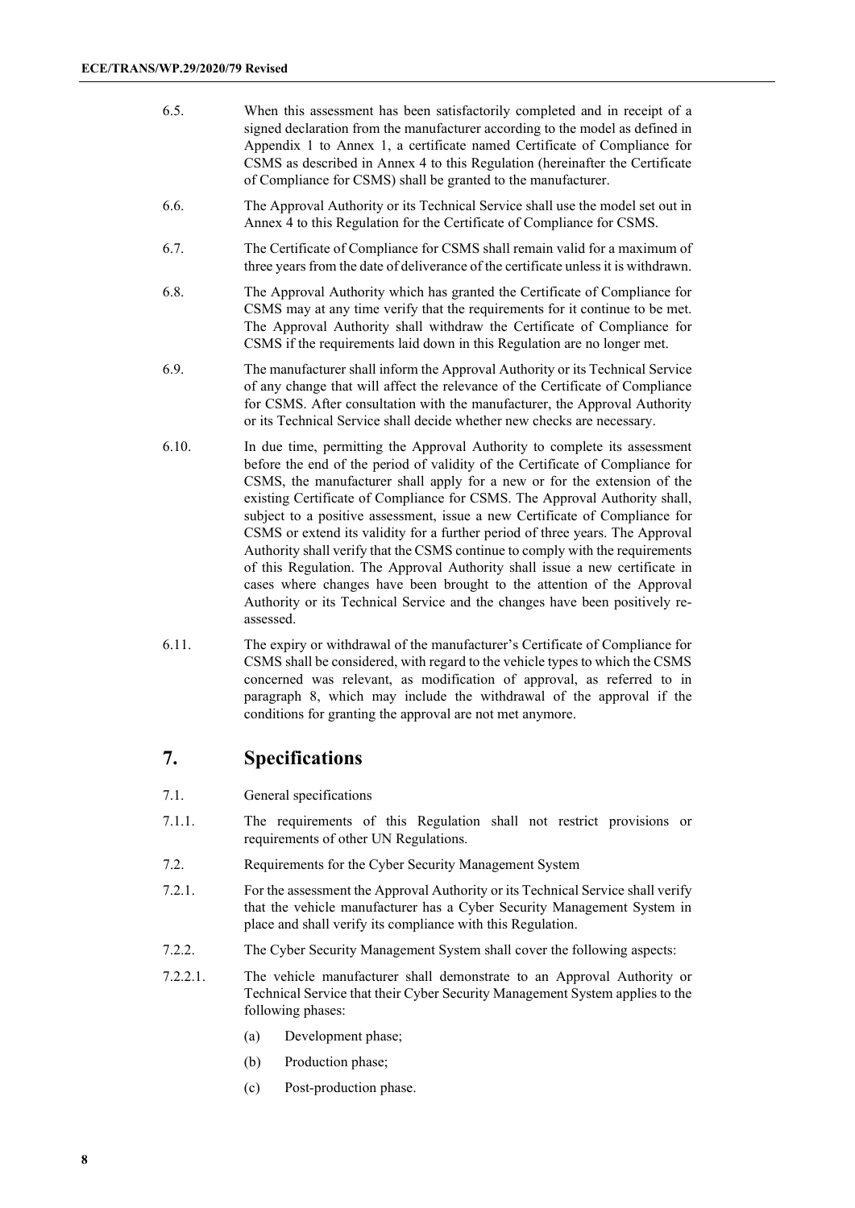6.5. When this assessment has been satisfactorily completed and in receipt of a signed declaration from the manufacturer according to the model as defined in Appendix 1 to Annex 1, a certificate named Certificate of Compliance for CSMS as described in Annex 4 to this Regulation (hereinafter the Certificate of Compliance for CSMS) shall be granted to the manufacturer.

6.6. The Approval Authority or its Technical Service shall use the model set out in Annex 4 to this Regulation for the Certificate of Compliance for CSMS.

6.7. The Certificate of Compliance for CSMS shall remain valid for a maximum of three years from the date of deliverance of the certificate unless it is withdrawn.

6.8. The Approval Authority which has granted the Certificate of Compliance for CSMS may at any time verify that the requirements for it continue to be met. The Approval Authority shall withdraw the Certificate of Compliance for CSMS if the requirements laid down in this Regulation are no longer met.

6.9. The manufacturer shall inform the Approval Authority or its Technical Service of any change that will affect the relevance of the Certificate of Compliance for CSMS. After consultation with the manufacturer, the Approval Authority or its Technical Service shall decide whether new checks are necessary.

6.10. In due time, permitting the Approval Authority to complete its assessment before the end of the period of validity of the Certificate of Compliance for CSMS, the manufacturer shall apply for a new or for the extension of the existing Certificate of Compliance for CSMS. The Approval Authority shall, subject to a positive assessment, issue a new Certificate of Compliance for CSMS or extend its validity for a further period of three years. The Approval Authority shall verify that the CSMS continue to comply with the requirements of this Regulation. The Approval Authority shall issue a new certificate in cases where changes have been brought to the attention of the Approval Authority or its Technical Service and the changes have been positively re-assessed.

6.11. The expiry or withdrawal of the manufacturer's Certificate of Compliance for CSMS shall be considered, with regard to the vehicle types to which the CSMS concerned was relevant, as modification of approval, as referred to in paragraph 8, which may include the withdrawal of the approval if the conditions for granting the approval are not met anymore.

## 7. Specifications

7.1. General specifications

7.1.1. The requirements of this Regulation shall not restrict provisions or requirements of other UN Regulations.

7.2. Requirements for the Cyber Security Management System

7.2.1. For the assessment the Approval Authority or its Technical Service shall verify that the vehicle manufacturer has a Cyber Security Management System in place and shall verify its compliance with this Regulation.

7.2.2. The Cyber Security Management System shall cover the following aspects:

7.2.2.1. The vehicle manufacturer shall demonstrate to an Approval Authority or Technical Service that their Cyber Security Management System applies to the following phases:

(a) Development phase;

(b) Production phase;

(c) Post-production phase.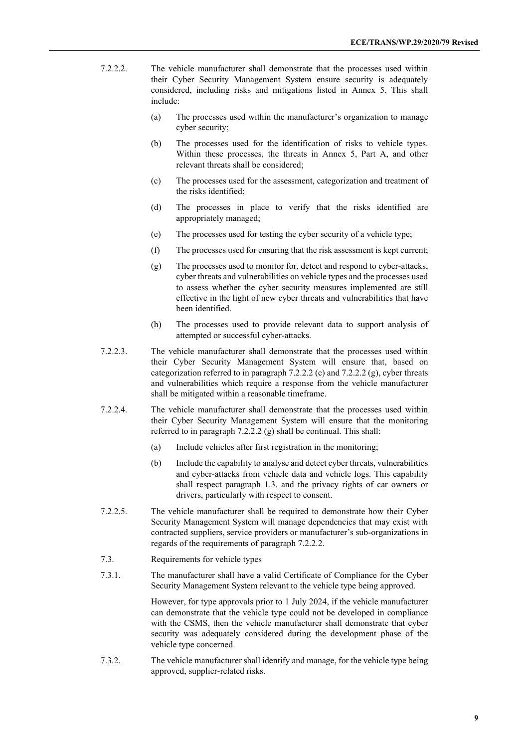7.2.2.2. The vehicle manufacturer shall demonstrate that the processes used within their Cyber Security Management System ensure security is adequately considered, including risks and mitigations listed in Annex 5. This shall include:

(a) The processes used within the manufacturer's organization to manage cyber security;

(b) The processes used for the identification of risks to vehicle types. Within these processes, the threats in Annex 5, Part A, and other relevant threats shall be considered;

(c) The processes used for the assessment, categorization and treatment of the risks identified;

(d) The processes in place to verify that the risks identified are appropriately managed;

(e) The processes used for testing the cyber security of a vehicle type;

(f) The processes used for ensuring that the risk assessment is kept current;

(g) The processes used to monitor for, detect and respond to cyber-attacks, cyber threats and vulnerabilities on vehicle types and the processes used to assess whether the cyber security measures implemented are still effective in the light of new cyber threats and vulnerabilities that have been identified.

(h) The processes used to provide relevant data to support analysis of attempted or successful cyber-attacks.

7.2.2.3. The vehicle manufacturer shall demonstrate that the processes used within their Cyber Security Management System will ensure that, based on categorization referred to in paragraph 7.2.2.2 (c) and 7.2.2.2 (g), cyber threats and vulnerabilities which require a response from the vehicle manufacturer shall be mitigated within a reasonable timeframe.

7.2.2.4. The vehicle manufacturer shall demonstrate that the processes used within their Cyber Security Management System will ensure that the monitoring referred to in paragraph 7.2.2.2 (g) shall be continual. This shall:

(a) Include vehicles after first registration in the monitoring;

(b) Include the capability to analyse and detect cyber threats, vulnerabilities and cyber-attacks from vehicle data and vehicle logs. This capability shall respect paragraph 1.3. and the privacy rights of car owners or drivers, particularly with respect to consent.

7.2.2.5. The vehicle manufacturer shall be required to demonstrate how their Cyber Security Management System will manage dependencies that may exist with contracted suppliers, service providers or manufacturer's sub-organizations in regards of the requirements of paragraph 7.2.2.2.

7.3. Requirements for vehicle types

7.3.1. The manufacturer shall have a valid Certificate of Compliance for the Cyber Security Management System relevant to the vehicle type being approved.

However, for type approvals prior to 1 July 2024, if the vehicle manufacturer can demonstrate that the vehicle type could not be developed in compliance with the CSMS, then the vehicle manufacturer shall demonstrate that cyber security was adequately considered during the development phase of the vehicle type concerned.

7.3.2. The vehicle manufacturer shall identify and manage, for the vehicle type being approved, supplier-related risks.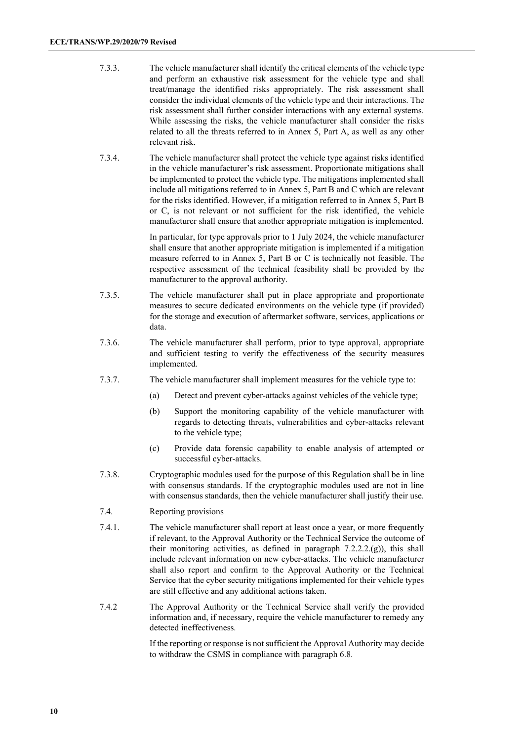7.3.3. The vehicle manufacturer shall identify the critical elements of the vehicle type and perform an exhaustive risk assessment for the vehicle type and shall treat/manage the identified risks appropriately. The risk assessment shall consider the individual elements of the vehicle type and their interactions. The risk assessment shall further consider interactions with any external systems. While assessing the risks, the vehicle manufacturer shall consider the risks related to all the threats referred to in Annex 5, Part A, as well as any other relevant risk.

7.3.4. The vehicle manufacturer shall protect the vehicle type against risks identified in the vehicle manufacturer's risk assessment. Proportionate mitigations shall be implemented to protect the vehicle type. The mitigations implemented shall include all mitigations referred to in Annex 5, Part B and C which are relevant for the risks identified. However, if a mitigation referred to in Annex 5, Part B or C, is not relevant or not sufficient for the risk identified, the vehicle manufacturer shall ensure that another appropriate mitigation is implemented.

In particular, for type approvals prior to 1 July 2024, the vehicle manufacturer shall ensure that another appropriate mitigation is implemented if a mitigation measure referred to in Annex 5, Part B or C is technically not feasible. The respective assessment of the technical feasibility shall be provided by the manufacturer to the approval authority.

7.3.5. The vehicle manufacturer shall put in place appropriate and proportionate measures to secure dedicated environments on the vehicle type (if provided) for the storage and execution of aftermarket software, services, applications or data.

7.3.6. The vehicle manufacturer shall perform, prior to type approval, appropriate and sufficient testing to verify the effectiveness of the security measures implemented.

7.3.7. The vehicle manufacturer shall implement measures for the vehicle type to:

(a) Detect and prevent cyber-attacks against vehicles of the vehicle type;

(b) Support the monitoring capability of the vehicle manufacturer with regards to detecting threats, vulnerabilities and cyber-attacks relevant to the vehicle type;

(c) Provide data forensic capability to enable analysis of attempted or successful cyber-attacks.

7.3.8. Cryptographic modules used for the purpose of this Regulation shall be in line with consensus standards. If the cryptographic modules used are not in line with consensus standards, then the vehicle manufacturer shall justify their use.

7.4. Reporting provisions

7.4.1. The vehicle manufacturer shall report at least once a year, or more frequently if relevant, to the Approval Authority or the Technical Service the outcome of their monitoring activities, as defined in paragraph 7.2.2.2.(g)), this shall include relevant information on new cyber-attacks. The vehicle manufacturer shall also report and confirm to the Approval Authority or the Technical Service that the cyber security mitigations implemented for their vehicle types are still effective and any additional actions taken.

7.4.2 The Approval Authority or the Technical Service shall verify the provided information and, if necessary, require the vehicle manufacturer to remedy any detected ineffectiveness.

If the reporting or response is not sufficient the Approval Authority may decide to withdraw the CSMS in compliance with paragraph 6.8.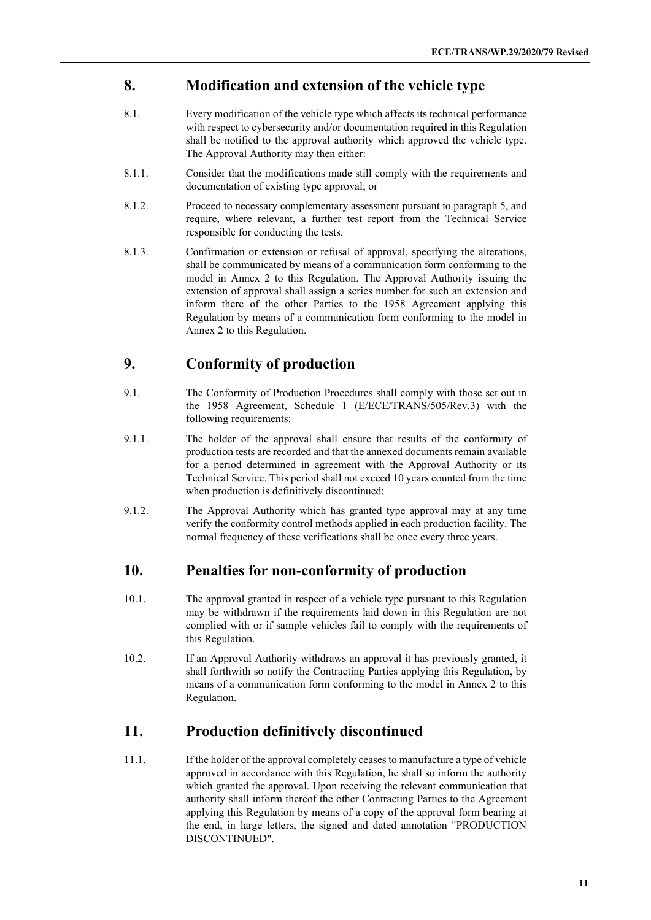## 8. Modification and extension of the vehicle type

8.1. Every modification of the vehicle type which affects its technical performance with respect to cybersecurity and/or documentation required in this Regulation shall be notified to the approval authority which approved the vehicle type. The Approval Authority may then either:

8.1.1. Consider that the modifications made still comply with the requirements and documentation of existing type approval; or

8.1.2. Proceed to necessary complementary assessment pursuant to paragraph 5, and require, where relevant, a further test report from the Technical Service responsible for conducting the tests.

8.1.3. Confirmation or extension or refusal of approval, specifying the alterations, shall be communicated by means of a communication form conforming to the model in Annex 2 to this Regulation. The Approval Authority issuing the extension of approval shall assign a series number for such an extension and inform there of the other Parties to the 1958 Agreement applying this Regulation by means of a communication form conforming to the model in Annex 2 to this Regulation.

## 9. Conformity of production

9.1. The Conformity of Production Procedures shall comply with those set out in the 1958 Agreement, Schedule 1 (E/ECE/TRANS/505/Rev.3) with the following requirements:

9.1.1. The holder of the approval shall ensure that results of the conformity of production tests are recorded and that the annexed documents remain available for a period determined in agreement with the Approval Authority or its Technical Service. This period shall not exceed 10 years counted from the time when production is definitively discontinued;

9.1.2. The Approval Authority which has granted type approval may at any time verify the conformity control methods applied in each production facility. The normal frequency of these verifications shall be once every three years.

## 10. Penalties for non-conformity of production

10.1. The approval granted in respect of a vehicle type pursuant to this Regulation may be withdrawn if the requirements laid down in this Regulation are not complied with or if sample vehicles fail to comply with the requirements of this Regulation.

10.2. If an Approval Authority withdraws an approval it has previously granted, it shall forthwith so notify the Contracting Parties applying this Regulation, by means of a communication form conforming to the model in Annex 2 to this Regulation.

## 11. Production definitively discontinued

11.1. If the holder of the approval completely ceases to manufacture a type of vehicle approved in accordance with this Regulation, he shall so inform the authority which granted the approval. Upon receiving the relevant communication that authority shall inform thereof the other Contracting Parties to the Agreement applying this Regulation by means of a copy of the approval form bearing at the end, in large letters, the signed and dated annotation "PRODUCTION DISCONTINUED".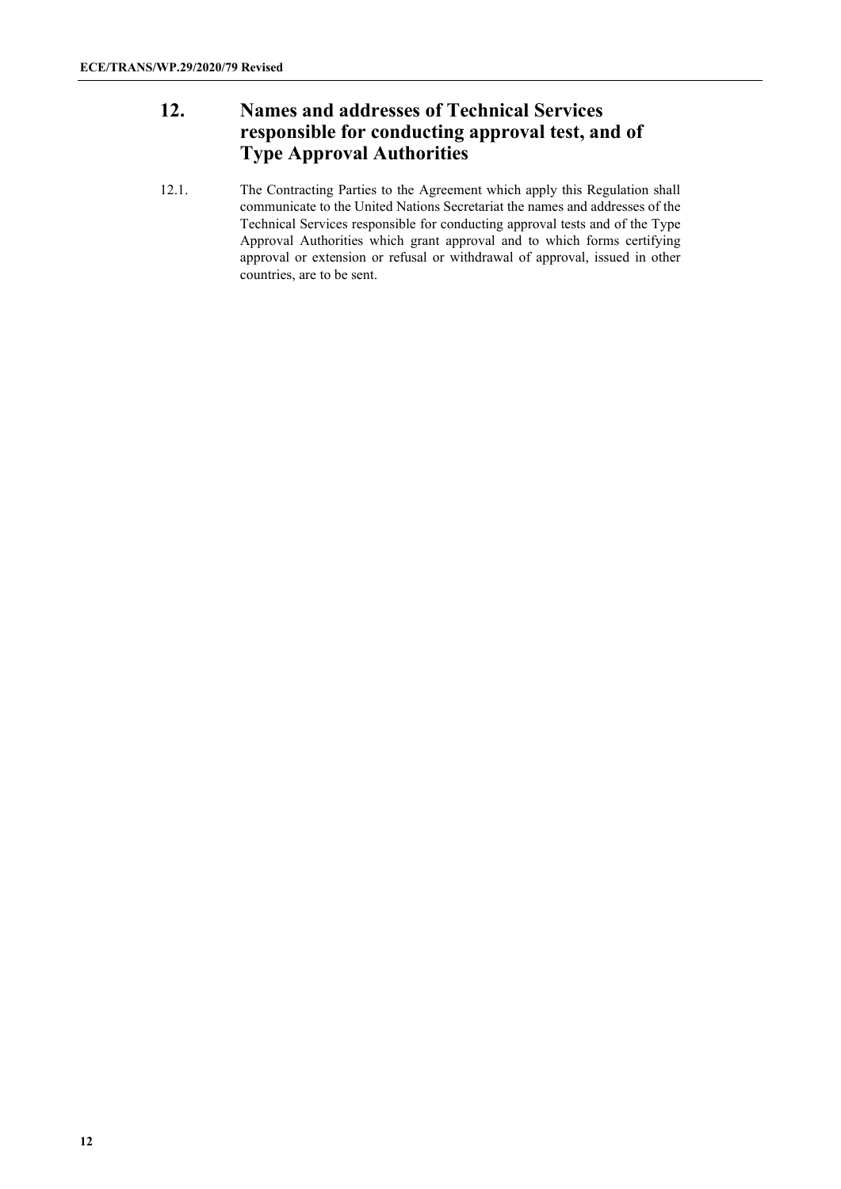## 12. Names and addresses of Technical Services responsible for conducting approval test, and of Type Approval Authorities

12.1. The Contracting Parties to the Agreement which apply this Regulation shall communicate to the United Nations Secretariat the names and addresses of the Technical Services responsible for conducting approval tests and of the Type Approval Authorities which grant approval and to which forms certifying approval or extension or refusal or withdrawal of approval, issued in other countries, are to be sent.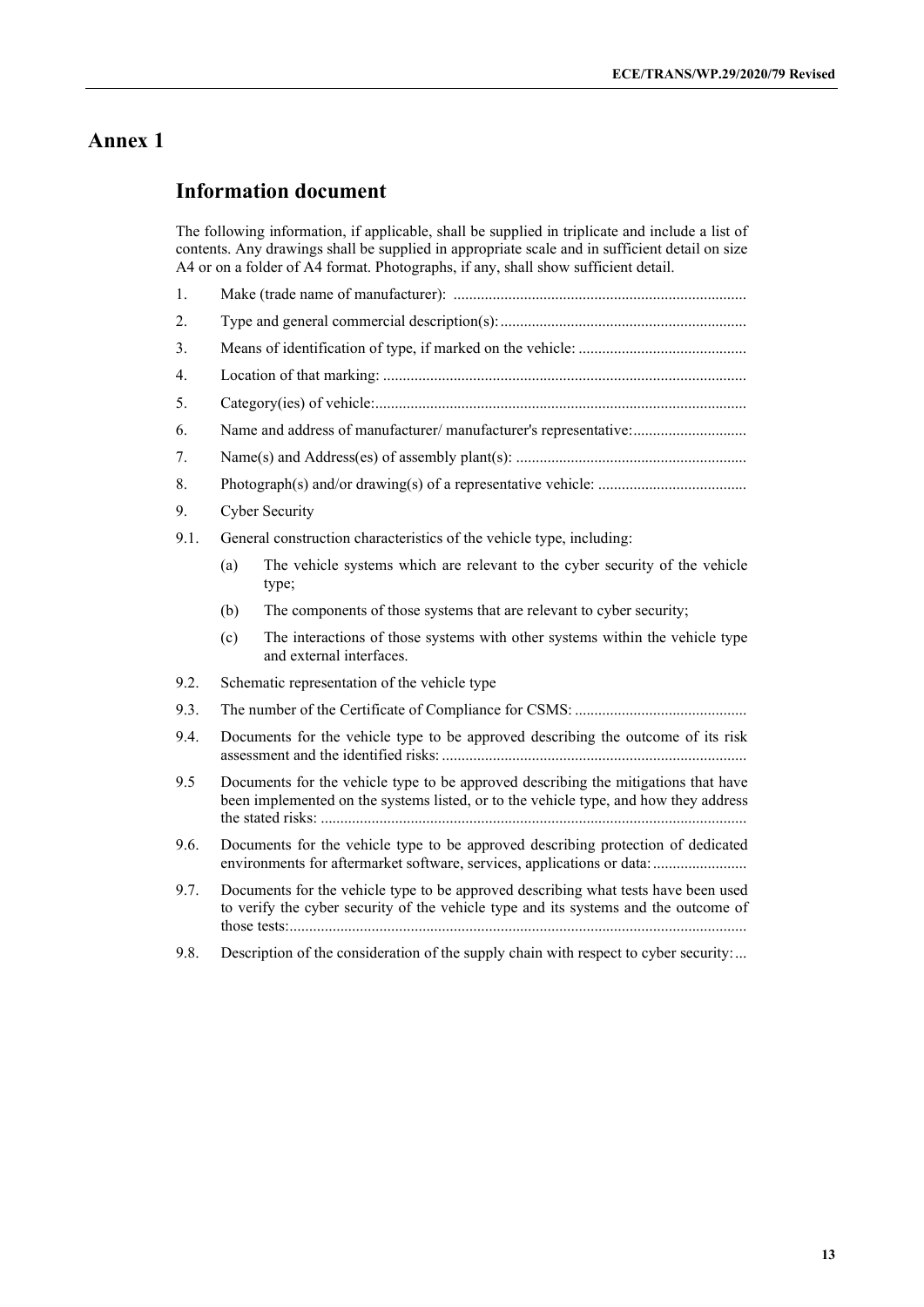# Annex 1

## Information document

The following information, if applicable, shall be supplied in triplicate and include a list of contents. Any drawings shall be supplied in appropriate scale and in sufficient detail on size A4 or on a folder of A4 format. Photographs, if any, shall show sufficient detail.

1. Make (trade name of manufacturer): ..........................................................................

2. Type and general commercial description(s): ..............................................................

3. Means of identification of type, if marked on the vehicle: ..........................................

4. Location of that marking: ...........................................................................................

5. Category(ies) of vehicle: .............................................................................................

6. Name and address of manufacturer/ manufacturer's representative: ............................

7. Name(s) and Address(es) of assembly plant(s): ..........................................................

8. Photograph(s) and/or drawing(s) of a representative vehicle: .....................................

9. Cyber Security

9.1. General construction characteristics of the vehicle type, including:

   (a) The vehicle systems which are relevant to the cyber security of the vehicle type;

   (b) The components of those systems that are relevant to cyber security;

   (c) The interactions of those systems with other systems within the vehicle type and external interfaces.

9.2. Schematic representation of the vehicle type

9.3. The number of the Certificate of Compliance for CSMS: ...........................................

9.4. Documents for the vehicle type to be approved describing the outcome of its risk assessment and the identified risks: ............................................................................

9.5 Documents for the vehicle type to be approved describing the mitigations that have been implemented on the systems listed, or to the vehicle type, and how they address the stated risks: ..........................................................................................................

9.6. Documents for the vehicle type to be approved describing protection of dedicated environments for aftermarket software, services, applications or data: .......................

9.7. Documents for the vehicle type to be approved describing what tests have been used to verify the cyber security of the vehicle type and its systems and the outcome of those tests: ..................................................................................................................

9.8. Description of the consideration of the supply chain with respect to cyber security: ...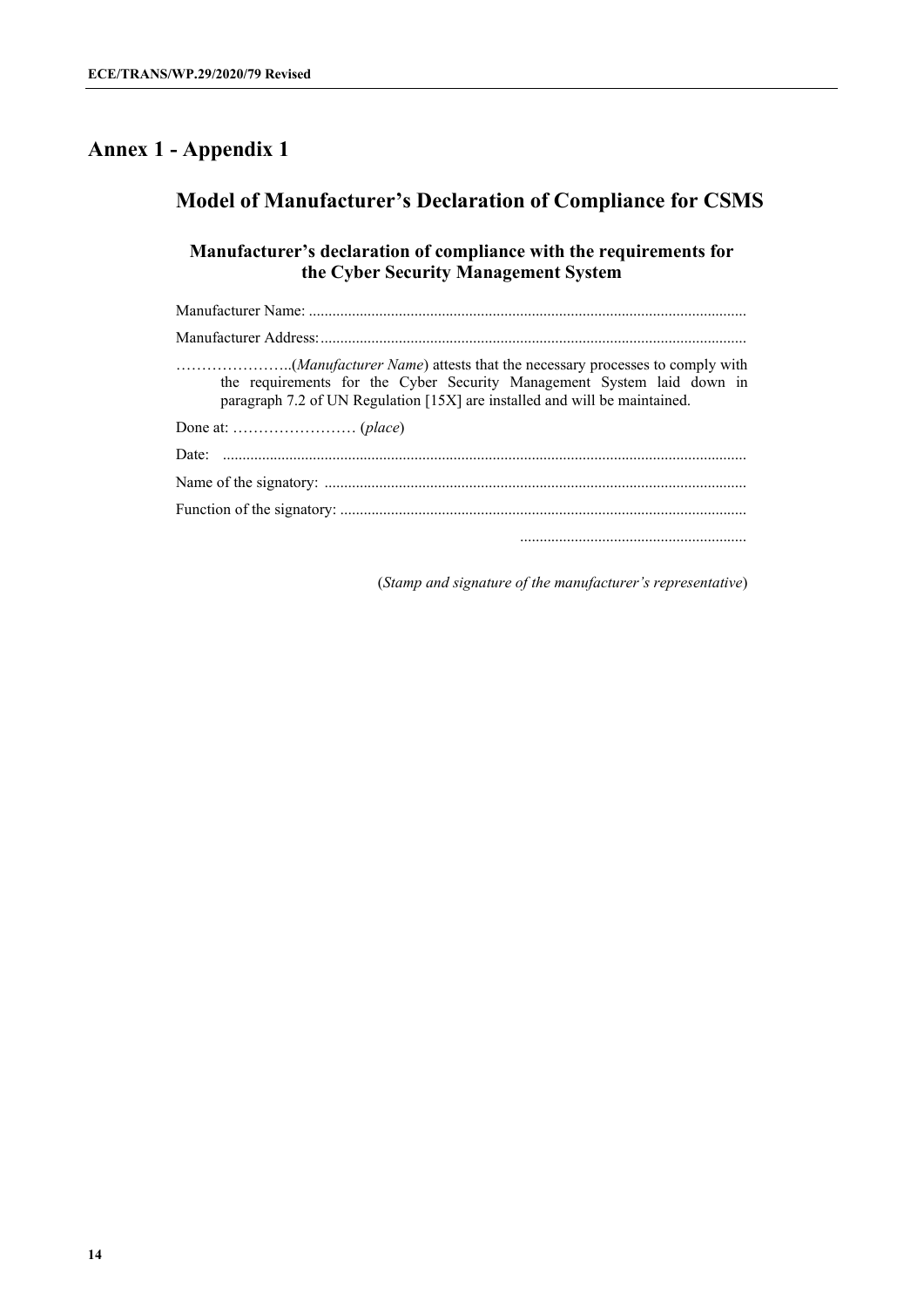# Annex 1 - Appendix 1

## Model of Manufacturer's Declaration of Compliance for CSMS

### Manufacturer's declaration of compliance with the requirements for the Cyber Security Management System

Manufacturer Name: ..............................................................................................................

Manufacturer Address: ..........................................................................................................

…………………..(*Manufacturer Name*) attests that the necessary processes to comply with the requirements for the Cyber Security Management System laid down in paragraph 7.2 of UN Regulation [15X] are installed and will be maintained.

Done at: …………………… (*place*)

Date: ....................................................................................................................................

Name of the signatory: ..........................................................................................................

Function of the signatory: ......................................................................................................

.........................................................

(*Stamp and signature of the manufacturer's representative*)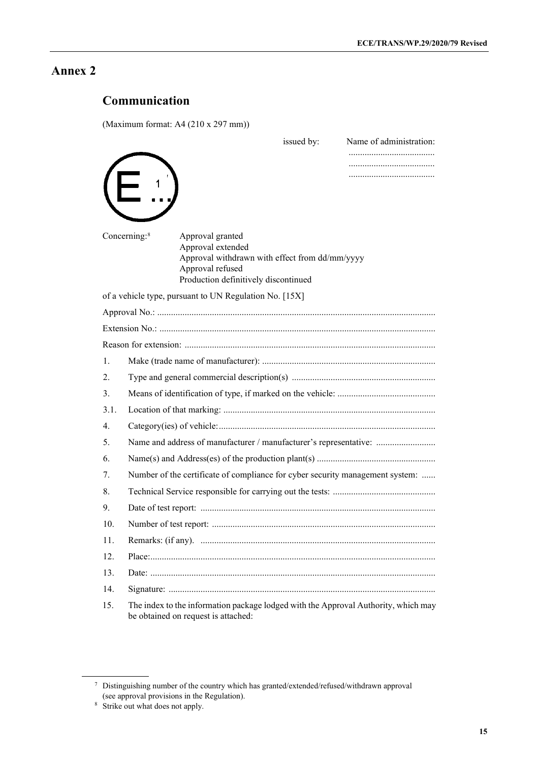# Annex 2

## Communication

(Maximum format: A4 (210 x 297 mm))

issued by: Name of administration:
......................................
......................................
......................................

E 1[7]
...

Concerning:[8] Approval granted
Approval extended
Approval withdrawn with effect from dd/mm/yyyy
Approval refused
Production definitively discontinued

of a vehicle type, pursuant to UN Regulation No. [15X]

Approval No.: .........................................................................................................................

Extension No.: ........................................................................................................................

Reason for extension: .............................................................................................................

1. Make (trade name of manufacturer): ...........................................................................
2. Type and general commercial description(s) ..............................................................
3. Means of identification of type, if marked on the vehicle: ...........................................

3.1. Location of that marking: ............................................................................................

4. Category(ies) of vehicle:..............................................................................................
5. Name and address of manufacturer / manufacturer's representative: ..........................
6. Name(s) and Address(es) of the production plant(s) ...................................................
7. Number of the certificate of compliance for cyber security management system: ......
8. Technical Service responsible for carrying out the tests: .............................................
9. Date of test report: ......................................................................................................
10. Number of test report: .................................................................................................
11. Remarks: (if any). .......................................................................................................
12. Place:...........................................................................................................................
13. Date: ............................................................................................................................
14. Signature: ....................................................................................................................
15. The index to the information package lodged with the Approval Authority, which may be obtained on request is attached:

---

[7] Distinguishing number of the country which has granted/extended/refused/withdrawn approval (see approval provisions in the Regulation).

[8] Strike out what does not apply.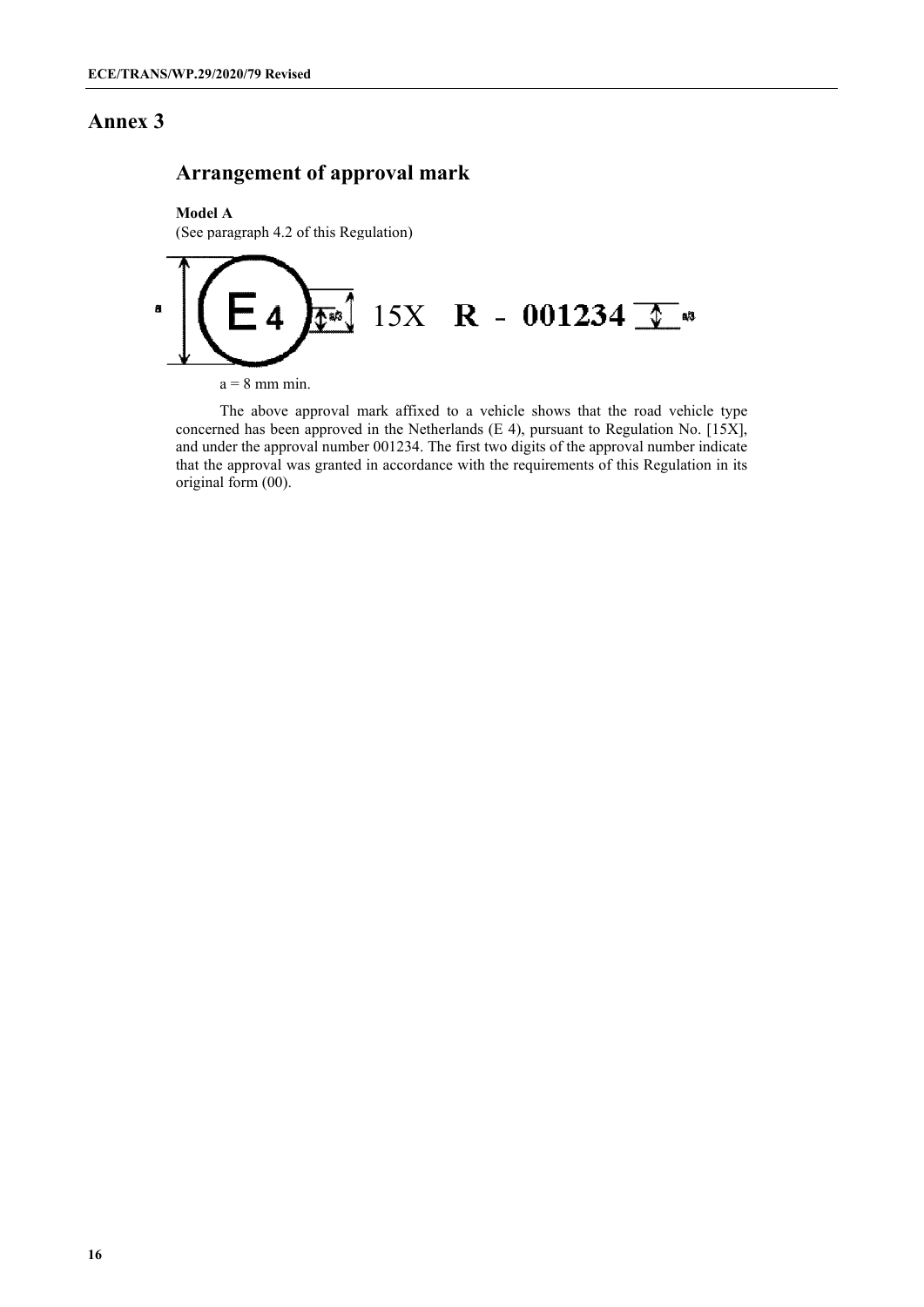# Annex 3

## Arrangement of approval mark

**Model A**

(See paragraph 4.2 of this Regulation)

E 4 15X **R - 001234**

a = 8 mm min.

The above approval mark affixed to a vehicle shows that the road vehicle type concerned has been approved in the Netherlands (E 4), pursuant to Regulation No. [15X], and under the approval number 001234. The first two digits of the approval number indicate that the approval was granted in accordance with the requirements of this Regulation in its original form (00).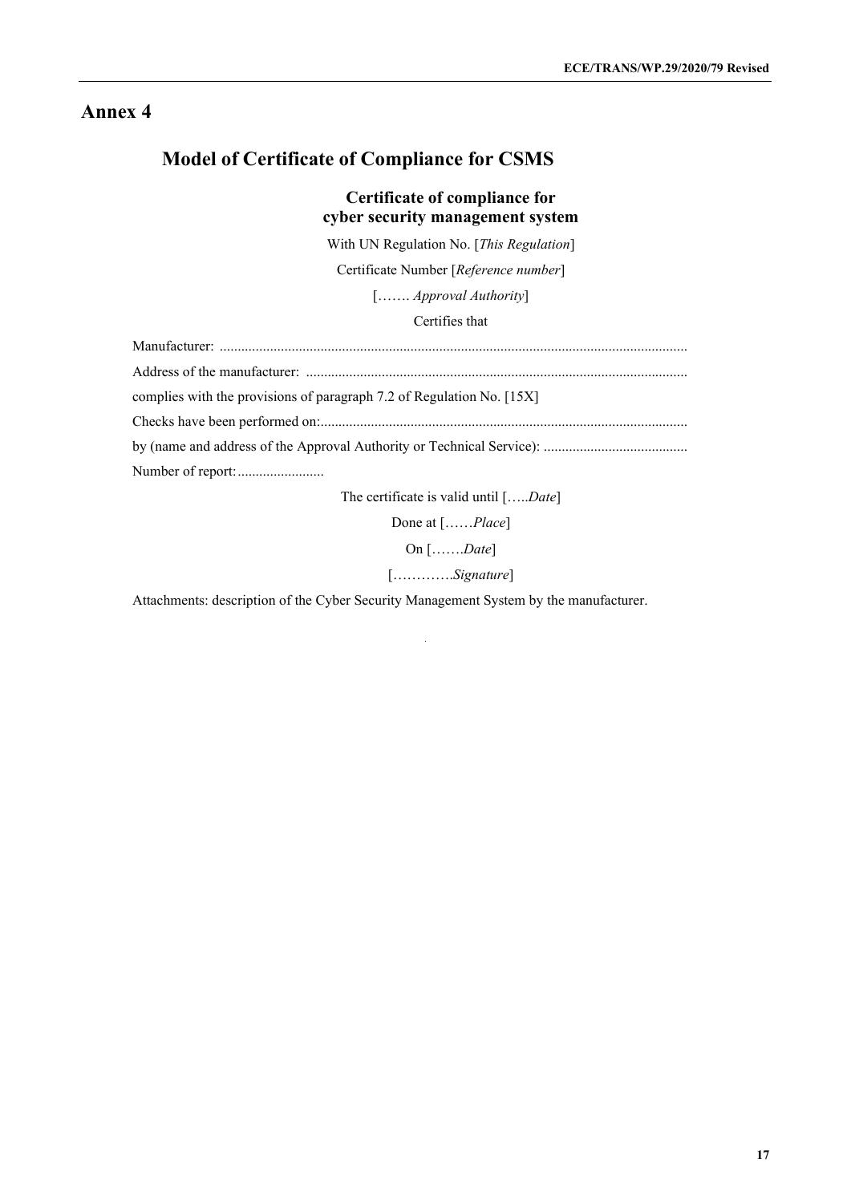# Annex 4

## Model of Certificate of Compliance for CSMS

### Certificate of compliance for cyber security management system

With UN Regulation No. [*This Regulation*]

Certificate Number [*Reference number*]

[……. *Approval Authority*]

Certifies that

Manufacturer: ..................................................................................................................................

Address of the manufacturer: .........................................................................................................

complies with the provisions of paragraph 7.2 of Regulation No. [15X]

Checks have been performed on:.....................................................................................................

by (name and address of the Approval Authority or Technical Service): ........................................

Number of report:........................

The certificate is valid until […..*Date*]

Done at [……*Place*]

On […….*Date*]

[………….*Signature*]

Attachments: description of the Cyber Security Management System by the manufacturer.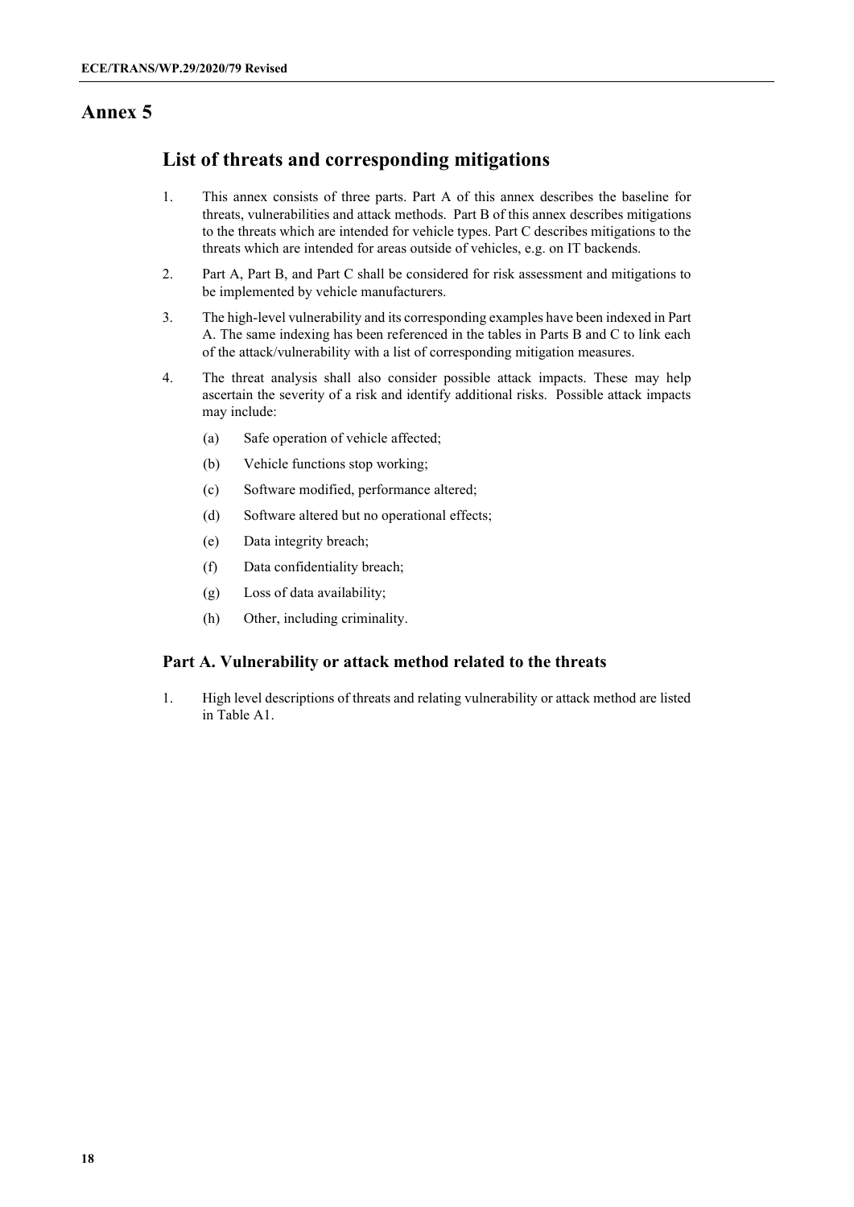# Annex 5

## List of threats and corresponding mitigations

1. This annex consists of three parts. Part A of this annex describes the baseline for threats, vulnerabilities and attack methods. Part B of this annex describes mitigations to the threats which are intended for vehicle types. Part C describes mitigations to the threats which are intended for areas outside of vehicles, e.g. on IT backends.

2. Part A, Part B, and Part C shall be considered for risk assessment and mitigations to be implemented by vehicle manufacturers.

3. The high-level vulnerability and its corresponding examples have been indexed in Part A. The same indexing has been referenced in the tables in Parts B and C to link each of the attack/vulnerability with a list of corresponding mitigation measures.

4. The threat analysis shall also consider possible attack impacts. These may help ascertain the severity of a risk and identify additional risks. Possible attack impacts may include:

   (a) Safe operation of vehicle affected;

   (b) Vehicle functions stop working;

   (c) Software modified, performance altered;

   (d) Software altered but no operational effects;

   (e) Data integrity breach;

   (f) Data confidentiality breach;

   (g) Loss of data availability;

   (h) Other, including criminality.

### Part A. Vulnerability or attack method related to the threats

1. High level descriptions of threats and relating vulnerability or attack method are listed in Table A1.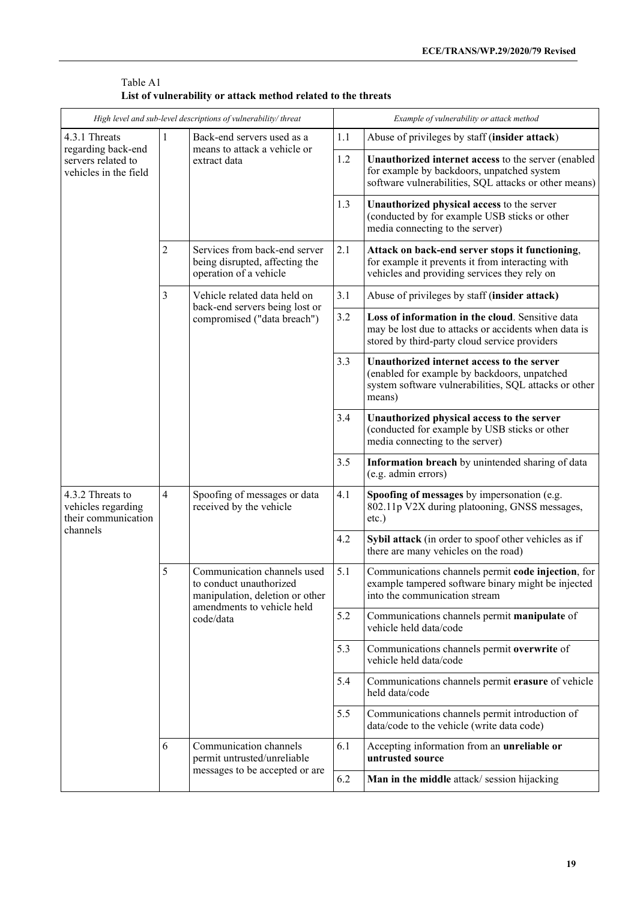Table A1
**List of vulnerability or attack method related to the threats**

| *High level and sub-level descriptions of vulnerability/ threat* | | | *Example of vulnerability or attack method* | |
|---|---|---|---|---|
| 4.3.1 Threats regarding back-end servers related to vehicles in the field | 1 | Back-end servers used as a means to attack a vehicle or extract data | 1.1 | Abuse of privileges by staff (**insider attack**) |
| | | | 1.2 | **Unauthorized internet access** to the server (enabled for example by backdoors, unpatched system software vulnerabilities, SQL attacks or other means) |
| | | | 1.3 | **Unauthorized physical access** to the server (conducted by for example USB sticks or other media connecting to the server) |
| | 2 | Services from back-end server being disrupted, affecting the operation of a vehicle | 2.1 | **Attack on back-end server stops it functioning**, for example it prevents it from interacting with vehicles and providing services they rely on |
| | 3 | Vehicle related data held on back-end servers being lost or compromised ("data breach") | 3.1 | Abuse of privileges by staff (**insider attack)** |
| | | | 3.2 | **Loss of information in the cloud**. Sensitive data may be lost due to attacks or accidents when data is stored by third-party cloud service providers |
| | | | 3.3 | **Unauthorized internet access to the server** (enabled for example by backdoors, unpatched system software vulnerabilities, SQL attacks or other means) |
| | | | 3.4 | **Unauthorized physical access to the server** (conducted for example by USB sticks or other media connecting to the server) |
| | | | 3.5 | **Information breach** by unintended sharing of data (e.g. admin errors) |
| 4.3.2 Threats to vehicles regarding their communication channels | 4 | Spoofing of messages or data received by the vehicle | 4.1 | **Spoofing of messages** by impersonation (e.g. 802.11p V2X during platooning, GNSS messages, etc.) |
| | | | 4.2 | **Sybil attack** (in order to spoof other vehicles as if there are many vehicles on the road) |
| | 5 | Communication channels used to conduct unauthorized manipulation, deletion or other amendments to vehicle held code/data | 5.1 | Communications channels permit **code injection**, for example tampered software binary might be injected into the communication stream |
| | | | 5.2 | Communications channels permit **manipulate** of vehicle held data/code |
| | | | 5.3 | Communications channels permit **overwrite** of vehicle held data/code |
| | | | 5.4 | Communications channels permit **erasure** of vehicle held data/code |
| | | | 5.5 | Communications channels permit introduction of data/code to the vehicle (write data code) |
| | 6 | Communication channels permit untrusted/unreliable messages to be accepted or are | 6.1 | Accepting information from an **unreliable or untrusted source** |
| | | | 6.2 | **Man in the middle** attack/ session hijacking |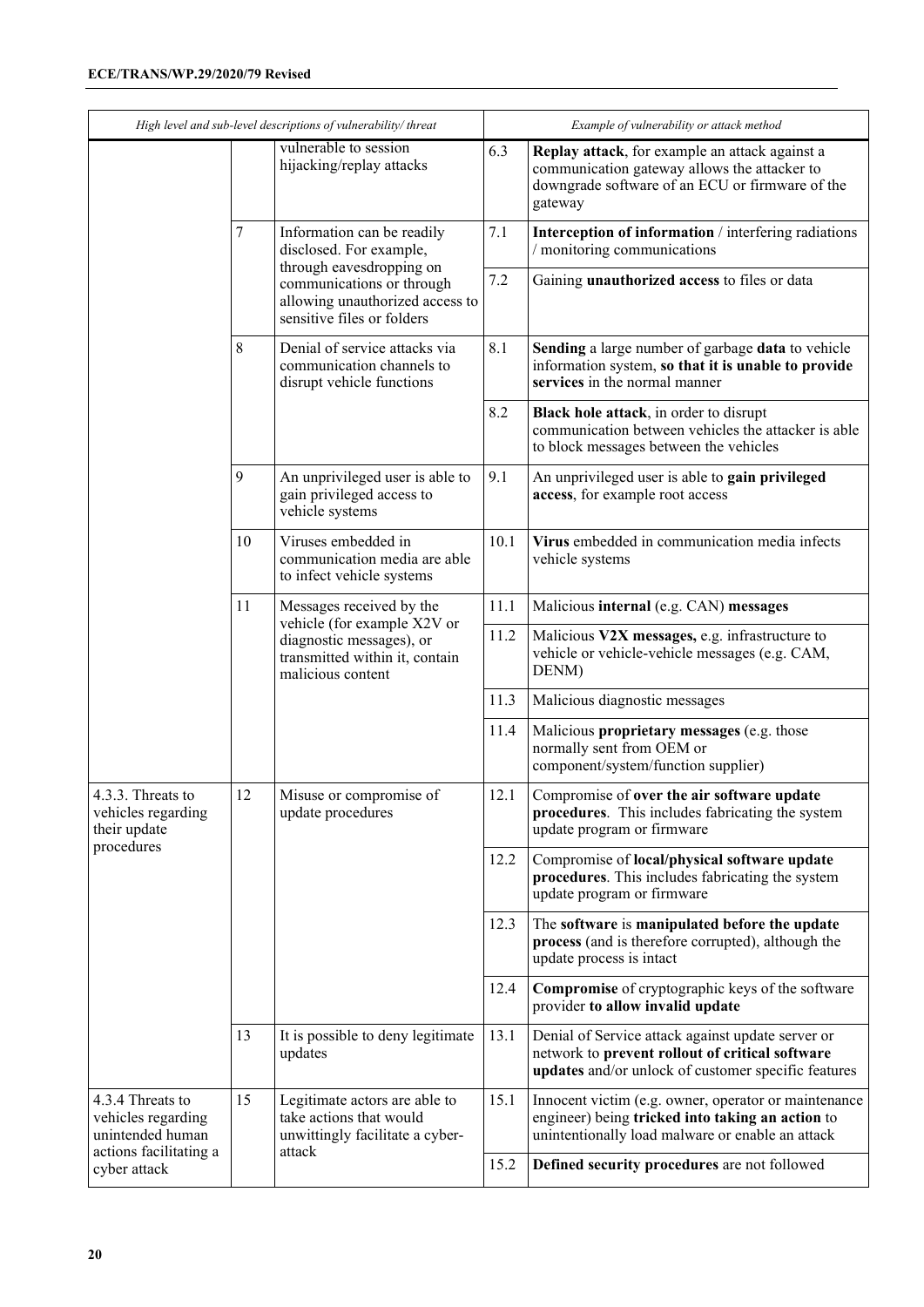| High level and sub-level descriptions of vulnerability/ threat | | | Example of vulnerability or attack method | |
|---|---|---|---|---|
| | | vulnerable to session hijacking/replay attacks | 6.3 | **Replay attack**, for example an attack against a communication gateway allows the attacker to downgrade software of an ECU or firmware of the gateway |
| | 7 | Information can be readily disclosed. For example, through eavesdropping on communications or through allowing unauthorized access to sensitive files or folders | 7.1 | **Interception of information** / interfering radiations / monitoring communications |
| | | | 7.2 | Gaining **unauthorized access** to files or data |
| | 8 | Denial of service attacks via communication channels to disrupt vehicle functions | 8.1 | **Sending** a large number of garbage **data** to vehicle information system, **so that it is unable to provide services** in the normal manner |
| | | | 8.2 | **Black hole attack**, in order to disrupt communication between vehicles the attacker is able to block messages between the vehicles |
| | 9 | An unprivileged user is able to gain privileged access to vehicle systems | 9.1 | An unprivileged user is able to **gain privileged access**, for example root access |
| | 10 | Viruses embedded in communication media are able to infect vehicle systems | 10.1 | **Virus** embedded in communication media infects vehicle systems |
| | 11 | Messages received by the vehicle (for example X2V or diagnostic messages), or transmitted within it, contain malicious content | 11.1 | Malicious **internal** (e.g. CAN) **messages** |
| | | | 11.2 | Malicious **V2X messages,** e.g. infrastructure to vehicle or vehicle-vehicle messages (e.g. CAM, DENM) |
| | | | 11.3 | Malicious diagnostic messages |
| | | | 11.4 | Malicious **proprietary messages** (e.g. those normally sent from OEM or component/system/function supplier) |
| 4.3.3. Threats to vehicles regarding their update procedures | 12 | Misuse or compromise of update procedures | 12.1 | Compromise of **over the air software update procedures**. This includes fabricating the system update program or firmware |
| | | | 12.2 | Compromise of **local/physical software update procedures**. This includes fabricating the system update program or firmware |
| | | | 12.3 | The **software** is **manipulated before the update process** (and is therefore corrupted), although the update process is intact |
| | | | 12.4 | **Compromise** of cryptographic keys of the software provider **to allow invalid update** |
| | 13 | It is possible to deny legitimate updates | 13.1 | Denial of Service attack against update server or network to **prevent rollout of critical software updates** and/or unlock of customer specific features |
| 4.3.4 Threats to vehicles regarding unintended human actions facilitating a cyber attack | 15 | Legitimate actors are able to take actions that would unwittingly facilitate a cyber-attack | 15.1 | Innocent victim (e.g. owner, operator or maintenance engineer) being **tricked into taking an action** to unintentionally load malware or enable an attack |
| | | | 15.2 | **Defined security procedures** are not followed |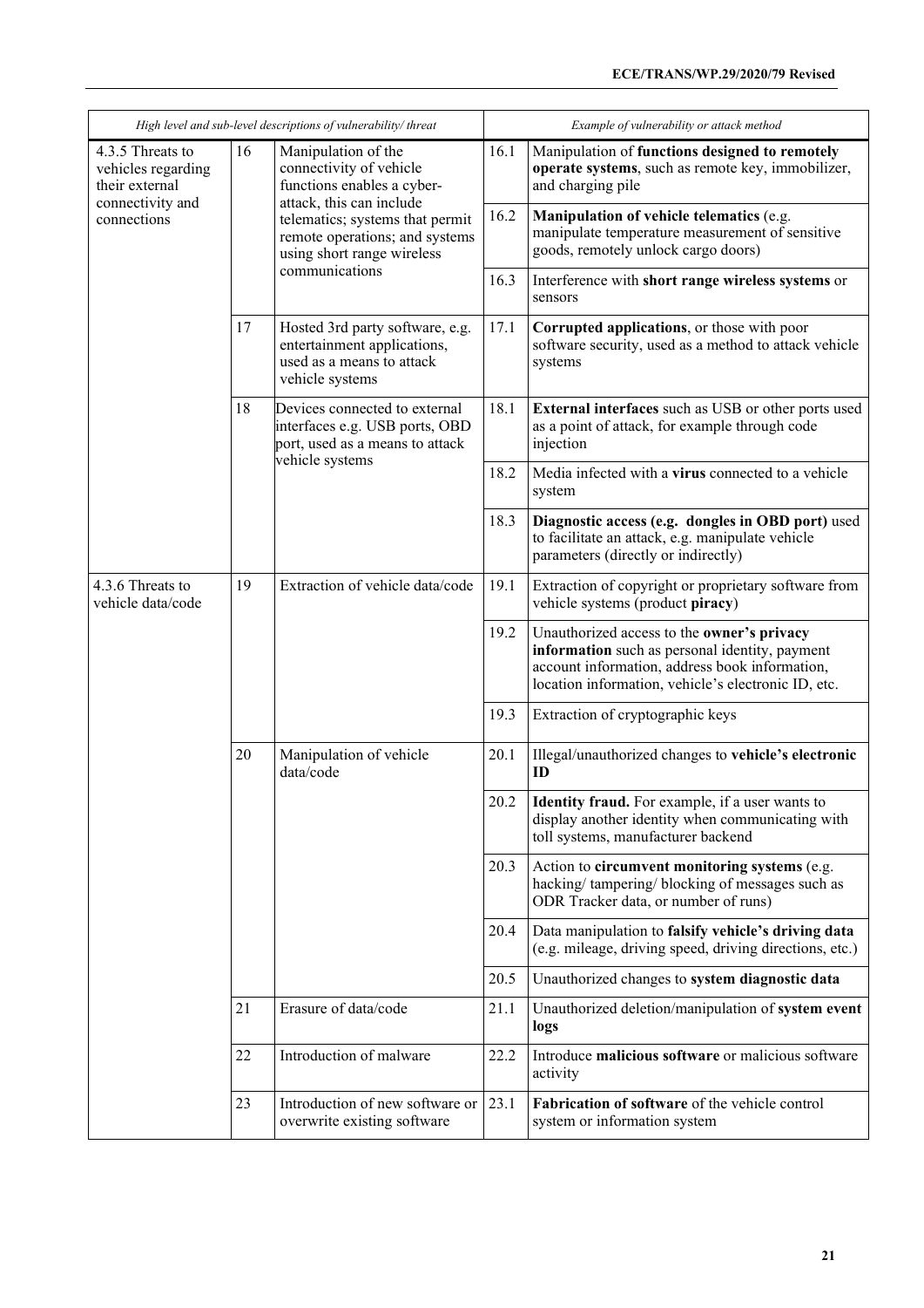| *High level and sub-level descriptions of vulnerability/ threat* | | | *Example of vulnerability or attack method* | |
|---|---|---|---|---|
| 4.3.5 Threats to vehicles regarding their external connectivity and connections | 16 | Manipulation of the connectivity of vehicle functions enables a cyber-attack, this can include telematics; systems that permit remote operations; and systems using short range wireless communications | 16.1 | Manipulation of **functions designed to remotely operate systems**, such as remote key, immobilizer, and charging pile |
| | | | 16.2 | **Manipulation of vehicle telematics** (e.g. manipulate temperature measurement of sensitive goods, remotely unlock cargo doors) |
| | | | 16.3 | Interference with **short range wireless systems** or sensors |
| | 17 | Hosted 3rd party software, e.g. entertainment applications, used as a means to attack vehicle systems | 17.1 | **Corrupted applications**, or those with poor software security, used as a method to attack vehicle systems |
| | 18 | Devices connected to external interfaces e.g. USB ports, OBD port, used as a means to attack vehicle systems | 18.1 | **External interfaces** such as USB or other ports used as a point of attack, for example through code injection |
| | | | 18.2 | Media infected with a **virus** connected to a vehicle system |
| | | | 18.3 | **Diagnostic access (e.g. dongles in OBD port)** used to facilitate an attack, e.g. manipulate vehicle parameters (directly or indirectly) |
| 4.3.6 Threats to vehicle data/code | 19 | Extraction of vehicle data/code | 19.1 | Extraction of copyright or proprietary software from vehicle systems (product **piracy**) |
| | | | 19.2 | Unauthorized access to the **owner's privacy information** such as personal identity, payment account information, address book information, location information, vehicle's electronic ID, etc. |
| | | | 19.3 | Extraction of cryptographic keys |
| | 20 | Manipulation of vehicle data/code | 20.1 | Illegal/unauthorized changes to **vehicle's electronic ID** |
| | | | 20.2 | **Identity fraud.** For example, if a user wants to display another identity when communicating with toll systems, manufacturer backend |
| | | | 20.3 | Action to **circumvent monitoring systems** (e.g. hacking/ tampering/ blocking of messages such as ODR Tracker data, or number of runs) |
| | | | 20.4 | Data manipulation to **falsify vehicle's driving data** (e.g. mileage, driving speed, driving directions, etc.) |
| | | | 20.5 | Unauthorized changes to **system diagnostic data** |
| | 21 | Erasure of data/code | 21.1 | Unauthorized deletion/manipulation of **system event logs** |
| | 22 | Introduction of malware | 22.2 | Introduce **malicious software** or malicious software activity |
| | 23 | Introduction of new software or overwrite existing software | 23.1 | **Fabrication of software** of the vehicle control system or information system |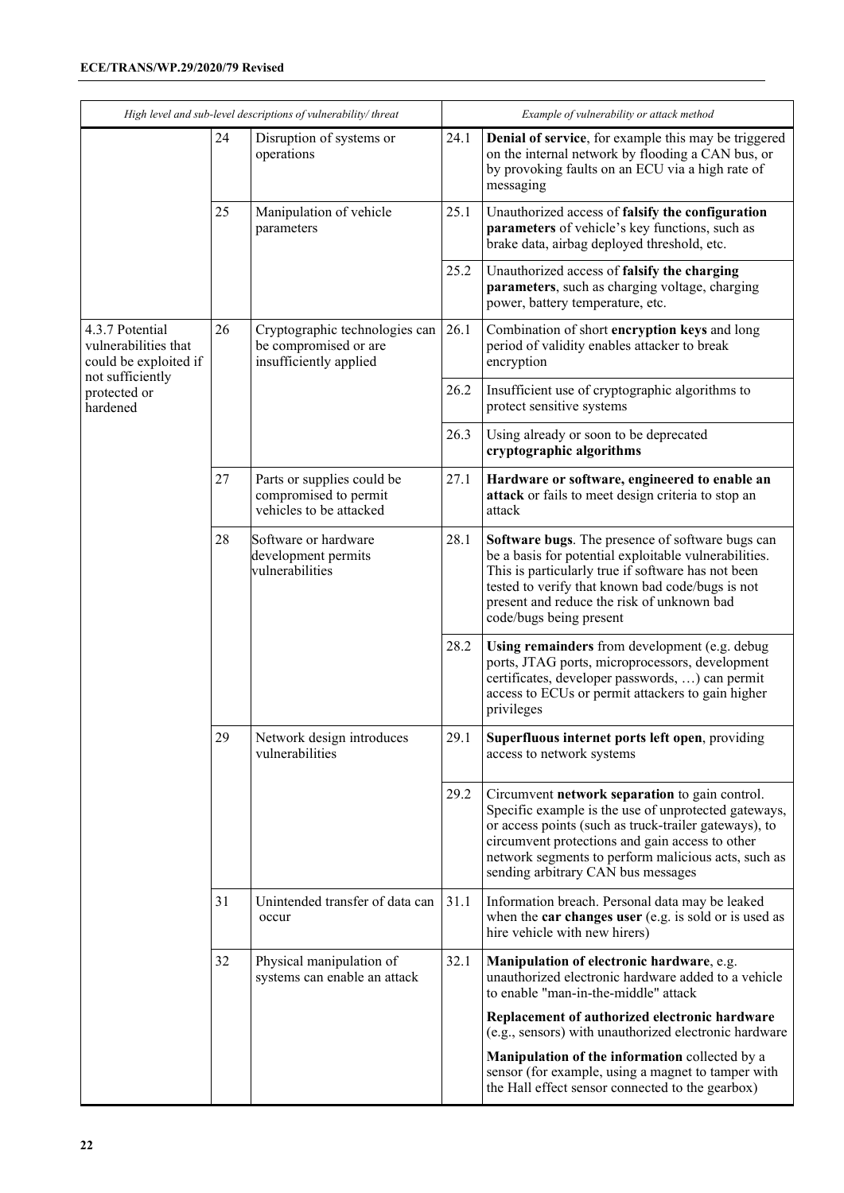| *High level and sub-level descriptions of vulnerability/ threat* | | | *Example of vulnerability or attack method* | |
|---|---|---|---|---|
| | 24 | Disruption of systems or operations | 24.1 | **Denial of service**, for example this may be triggered on the internal network by flooding a CAN bus, or by provoking faults on an ECU via a high rate of messaging |
| | 25 | Manipulation of vehicle parameters | 25.1 | Unauthorized access of **falsify the configuration parameters** of vehicle's key functions, such as brake data, airbag deployed threshold, etc. |
| | | | 25.2 | Unauthorized access of **falsify the charging parameters**, such as charging voltage, charging power, battery temperature, etc. |
| 4.3.7 Potential vulnerabilities that could be exploited if not sufficiently protected or hardened | 26 | Cryptographic technologies can be compromised or are insufficiently applied | 26.1 | Combination of short **encryption keys** and long period of validity enables attacker to break encryption |
| | | | 26.2 | Insufficient use of cryptographic algorithms to protect sensitive systems |
| | | | 26.3 | Using already or soon to be deprecated **cryptographic algorithms** |
| | 27 | Parts or supplies could be compromised to permit vehicles to be attacked | 27.1 | **Hardware or software, engineered to enable an attack** or fails to meet design criteria to stop an attack |
| | 28 | Software or hardware development permits vulnerabilities | 28.1 | **Software bugs**. The presence of software bugs can be a basis for potential exploitable vulnerabilities. This is particularly true if software has not been tested to verify that known bad code/bugs is not present and reduce the risk of unknown bad code/bugs being present |
| | | | 28.2 | **Using remainders** from development (e.g. debug ports, JTAG ports, microprocessors, development certificates, developer passwords, …) can permit access to ECUs or permit attackers to gain higher privileges |
| | 29 | Network design introduces vulnerabilities | 29.1 | **Superfluous internet ports left open**, providing access to network systems |
| | | | 29.2 | Circumvent **network separation** to gain control. Specific example is the use of unprotected gateways, or access points (such as truck-trailer gateways), to circumvent protections and gain access to other network segments to perform malicious acts, such as sending arbitrary CAN bus messages |
| | 31 | Unintended transfer of data can occur | 31.1 | Information breach. Personal data may be leaked when the **car changes user** (e.g. is sold or is used as hire vehicle with new hirers) |
| | 32 | Physical manipulation of systems can enable an attack | 32.1 | **Manipulation of electronic hardware**, e.g. unauthorized electronic hardware added to a vehicle to enable "man-in-the-middle" attack<br><br>**Replacement of authorized electronic hardware** (e.g., sensors) with unauthorized electronic hardware<br><br>**Manipulation of the information** collected by a sensor (for example, using a magnet to tamper with the Hall effect sensor connected to the gearbox) |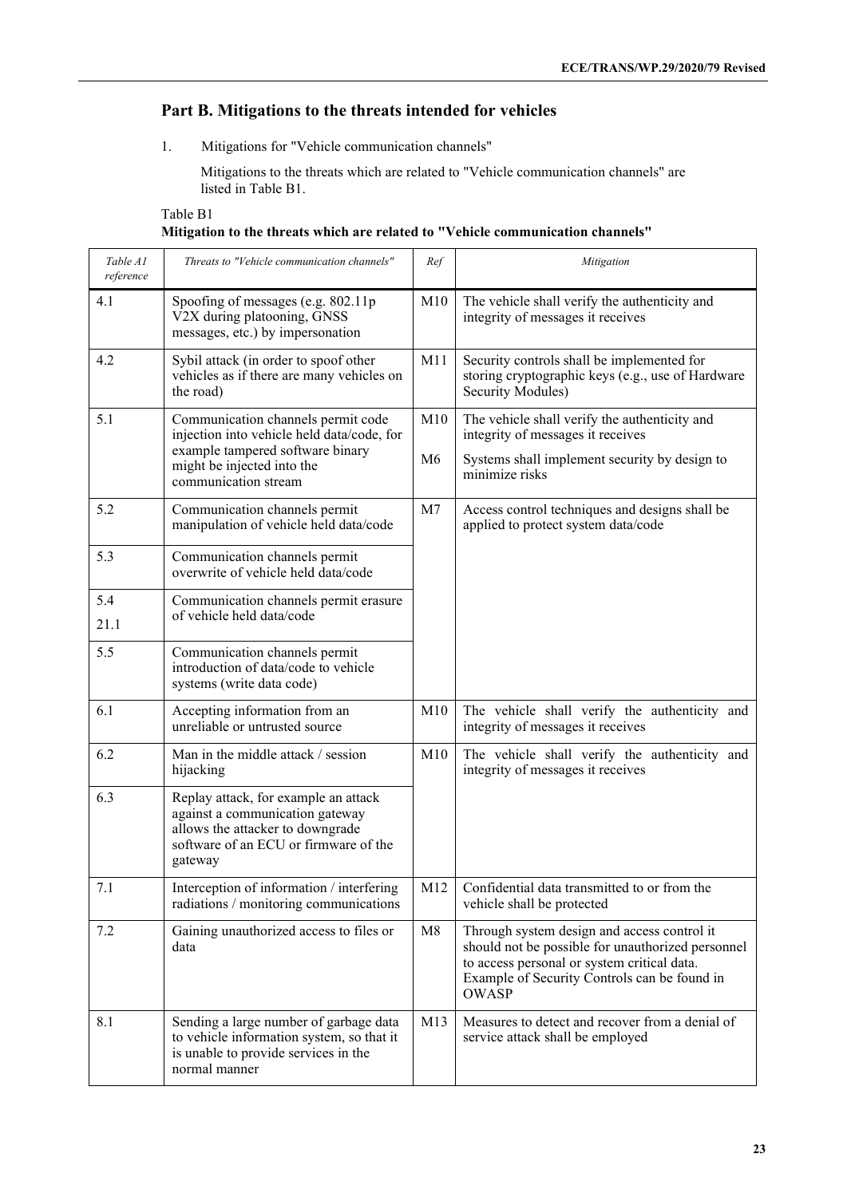## Part B. Mitigations to the threats intended for vehicles

1. Mitigations for "Vehicle communication channels"

   Mitigations to the threats which are related to "Vehicle communication channels" are listed in Table B1.

Table B1

**Mitigation to the threats which are related to "Vehicle communication channels"**

| *Table A1 reference* | *Threats to "Vehicle communication channels"* | *Ref* | *Mitigation* |
|---|---|---|---|
| 4.1 | Spoofing of messages (e.g. 802.11p V2X during platooning, GNSS messages, etc.) by impersonation | M10 | The vehicle shall verify the authenticity and integrity of messages it receives |
| 4.2 | Sybil attack (in order to spoof other vehicles as if there are many vehicles on the road) | M11 | Security controls shall be implemented for storing cryptographic keys (e.g., use of Hardware Security Modules) |
| 5.1 | Communication channels permit code injection into vehicle held data/code, for example tampered software binary might be injected into the communication stream | M10<br><br>M6 | The vehicle shall verify the authenticity and integrity of messages it receives<br><br>Systems shall implement security by design to minimize risks |
| 5.2 | Communication channels permit manipulation of vehicle held data/code | M7 | Access control techniques and designs shall be applied to protect system data/code |
| 5.3 | Communication channels permit overwrite of vehicle held data/code | | |
| 5.4<br><br>21.1 | Communication channels permit erasure of vehicle held data/code | | |
| 5.5 | Communication channels permit introduction of data/code to vehicle systems (write data code) | | |
| 6.1 | Accepting information from an unreliable or untrusted source | M10 | The vehicle shall verify the authenticity and integrity of messages it receives |
| 6.2 | Man in the middle attack / session hijacking | M10 | The vehicle shall verify the authenticity and integrity of messages it receives |
| 6.3 | Replay attack, for example an attack against a communication gateway allows the attacker to downgrade software of an ECU or firmware of the gateway | | |
| 7.1 | Interception of information / interfering radiations / monitoring communications | M12 | Confidential data transmitted to or from the vehicle shall be protected |
| 7.2 | Gaining unauthorized access to files or data | M8 | Through system design and access control it should not be possible for unauthorized personnel to access personal or system critical data. Example of Security Controls can be found in OWASP |
| 8.1 | Sending a large number of garbage data to vehicle information system, so that it is unable to provide services in the normal manner | M13 | Measures to detect and recover from a denial of service attack shall be employed |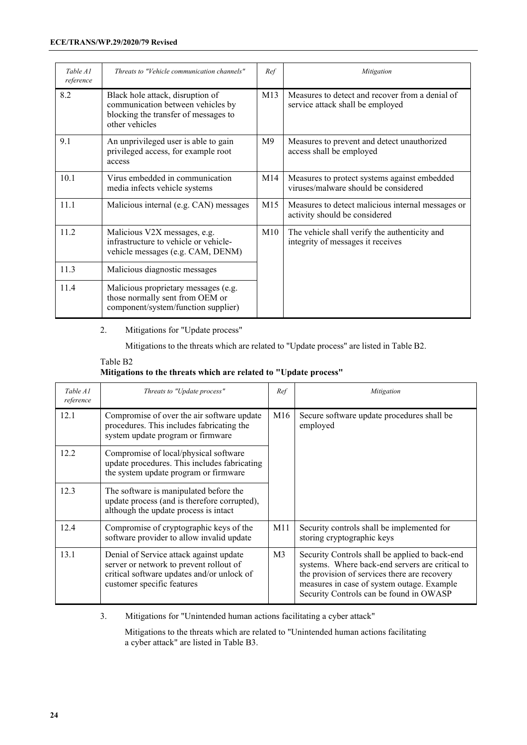| *Table A1 reference* | *Threats to "Vehicle communication channels"* | *Ref* | *Mitigation* |
|---|---|---|---|
| 8.2 | Black hole attack, disruption of communication between vehicles by blocking the transfer of messages to other vehicles | M13 | Measures to detect and recover from a denial of service attack shall be employed |
| 9.1 | An unprivileged user is able to gain privileged access, for example root access | M9 | Measures to prevent and detect unauthorized access shall be employed |
| 10.1 | Virus embedded in communication media infects vehicle systems | M14 | Measures to protect systems against embedded viruses/malware should be considered |
| 11.1 | Malicious internal (e.g. CAN) messages | M15 | Measures to detect malicious internal messages or activity should be considered |
| 11.2 | Malicious V2X messages, e.g. infrastructure to vehicle or vehicle-vehicle messages (e.g. CAM, DENM) | M10 | The vehicle shall verify the authenticity and integrity of messages it receives |
| 11.3 | Malicious diagnostic messages | | |
| 11.4 | Malicious proprietary messages (e.g. those normally sent from OEM or component/system/function supplier) | | |

2. Mitigations for "Update process"

Mitigations to the threats which are related to "Update process" are listed in Table B2.

Table B2
**Mitigations to the threats which are related to "Update process"**

| *Table A1 reference* | *Threats to "Update process"* | *Ref* | *Mitigation* |
|---|---|---|---|
| 12.1 | Compromise of over the air software update procedures. This includes fabricating the system update program or firmware | M16 | Secure software update procedures shall be employed |
| 12.2 | Compromise of local/physical software update procedures. This includes fabricating the system update program or firmware | | |
| 12.3 | The software is manipulated before the update process (and is therefore corrupted), although the update process is intact | | |
| 12.4 | Compromise of cryptographic keys of the software provider to allow invalid update | M11 | Security controls shall be implemented for storing cryptographic keys |
| 13.1 | Denial of Service attack against update server or network to prevent rollout of critical software updates and/or unlock of customer specific features | M3 | Security Controls shall be applied to back-end systems. Where back-end servers are critical to the provision of services there are recovery measures in case of system outage. Example Security Controls can be found in OWASP |

3. Mitigations for "Unintended human actions facilitating a cyber attack"

Mitigations to the threats which are related to "Unintended human actions facilitating a cyber attack" are listed in Table B3.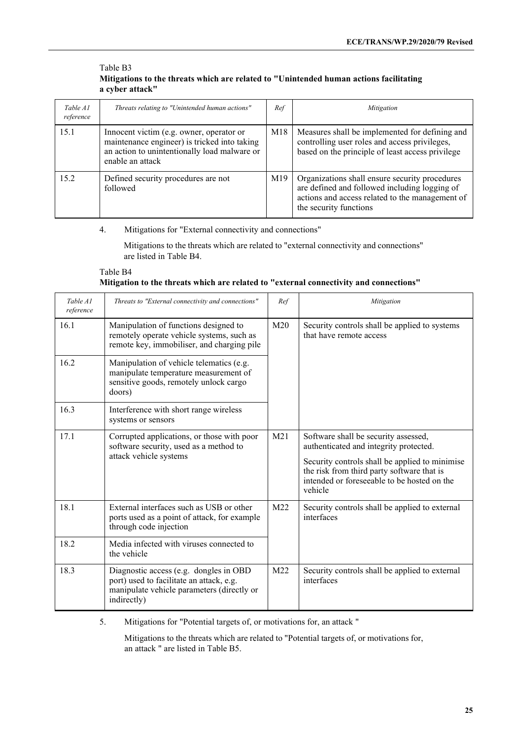Table B3
**Mitigations to the threats which are related to "Unintended human actions facilitating a cyber attack"**

| *Table A1 reference* | *Threats relating to "Unintended human actions"* | *Ref* | *Mitigation* |
|---|---|---|---|
| 15.1 | Innocent victim (e.g. owner, operator or maintenance engineer) is tricked into taking an action to unintentionally load malware or enable an attack | M18 | Measures shall be implemented for defining and controlling user roles and access privileges, based on the principle of least access privilege |
| 15.2 | Defined security procedures are not followed | M19 | Organizations shall ensure security procedures are defined and followed including logging of actions and access related to the management of the security functions |

4. Mitigations for "External connectivity and connections"

Mitigations to the threats which are related to "external connectivity and connections" are listed in Table B4.

Table B4
**Mitigation to the threats which are related to "external connectivity and connections"**

| *Table A1 reference* | *Threats to "External connectivity and connections"* | *Ref* | *Mitigation* |
|---|---|---|---|
| 16.1 | Manipulation of functions designed to remotely operate vehicle systems, such as remote key, immobiliser, and charging pile | M20 | Security controls shall be applied to systems that have remote access |
| 16.2 | Manipulation of vehicle telematics (e.g. manipulate temperature measurement of sensitive goods, remotely unlock cargo doors) | | |
| 16.3 | Interference with short range wireless systems or sensors | | |
| 17.1 | Corrupted applications, or those with poor software security, used as a method to attack vehicle systems | M21 | Software shall be security assessed, authenticated and integrity protected.<br><br>Security controls shall be applied to minimise the risk from third party software that is intended or foreseeable to be hosted on the vehicle |
| 18.1 | External interfaces such as USB or other ports used as a point of attack, for example through code injection | M22 | Security controls shall be applied to external interfaces |
| 18.2 | Media infected with viruses connected to the vehicle | | |
| 18.3 | Diagnostic access (e.g. dongles in OBD port) used to facilitate an attack, e.g. manipulate vehicle parameters (directly or indirectly) | M22 | Security controls shall be applied to external interfaces |

5. Mitigations for "Potential targets of, or motivations for, an attack "

Mitigations to the threats which are related to "Potential targets of, or motivations for, an attack " are listed in Table B5.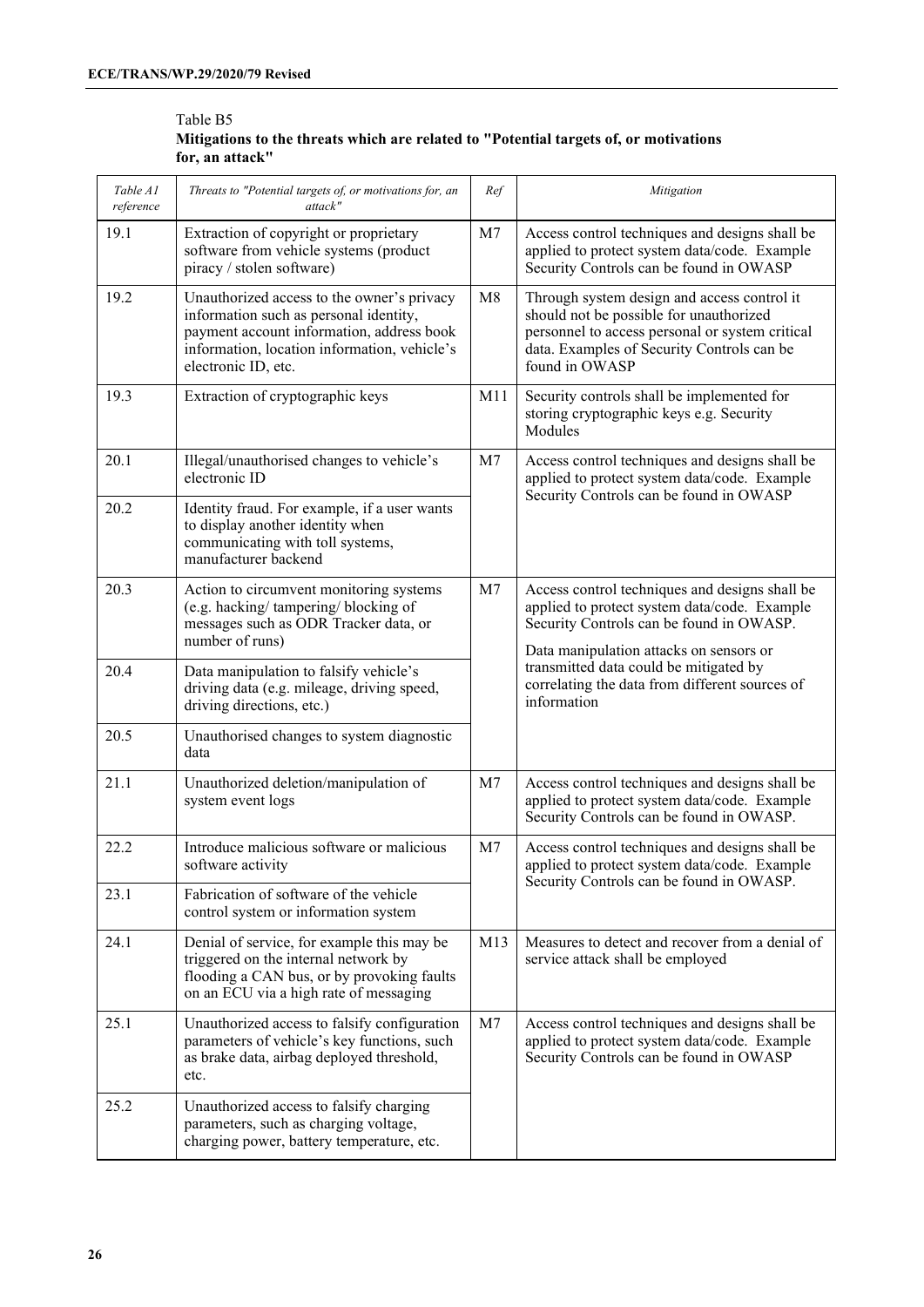Table B5

**Mitigations to the threats which are related to "Potential targets of, or motivations for, an attack"**

| *Table A1 reference* | *Threats to "Potential targets of, or motivations for, an attack"* | *Ref* | *Mitigation* |
|---|---|---|---|
| 19.1 | Extraction of copyright or proprietary software from vehicle systems (product piracy / stolen software) | M7 | Access control techniques and designs shall be applied to protect system data/code. Example Security Controls can be found in OWASP |
| 19.2 | Unauthorized access to the owner's privacy information such as personal identity, payment account information, address book information, location information, vehicle's electronic ID, etc. | M8 | Through system design and access control it should not be possible for unauthorized personnel to access personal or system critical data. Examples of Security Controls can be found in OWASP |
| 19.3 | Extraction of cryptographic keys | M11 | Security controls shall be implemented for storing cryptographic keys e.g. Security Modules |
| 20.1 | Illegal/unauthorised changes to vehicle's electronic ID | M7 | Access control techniques and designs shall be applied to protect system data/code. Example Security Controls can be found in OWASP |
| 20.2 | Identity fraud. For example, if a user wants to display another identity when communicating with toll systems, manufacturer backend | | |
| 20.3 | Action to circumvent monitoring systems (e.g. hacking/ tampering/ blocking of messages such as ODR Tracker data, or number of runs) | M7 | Access control techniques and designs shall be applied to protect system data/code. Example Security Controls can be found in OWASP. Data manipulation attacks on sensors or transmitted data could be mitigated by correlating the data from different sources of information |
| 20.4 | Data manipulation to falsify vehicle's driving data (e.g. mileage, driving speed, driving directions, etc.) | | |
| 20.5 | Unauthorised changes to system diagnostic data | | |
| 21.1 | Unauthorized deletion/manipulation of system event logs | M7 | Access control techniques and designs shall be applied to protect system data/code. Example Security Controls can be found in OWASP. |
| 22.2 | Introduce malicious software or malicious software activity | M7 | Access control techniques and designs shall be applied to protect system data/code. Example Security Controls can be found in OWASP. |
| 23.1 | Fabrication of software of the vehicle control system or information system | | |
| 24.1 | Denial of service, for example this may be triggered on the internal network by flooding a CAN bus, or by provoking faults on an ECU via a high rate of messaging | M13 | Measures to detect and recover from a denial of service attack shall be employed |
| 25.1 | Unauthorized access to falsify configuration parameters of vehicle's key functions, such as brake data, airbag deployed threshold, etc. | M7 | Access control techniques and designs shall be applied to protect system data/code. Example Security Controls can be found in OWASP |
| 25.2 | Unauthorized access to falsify charging parameters, such as charging voltage, charging power, battery temperature, etc. | | |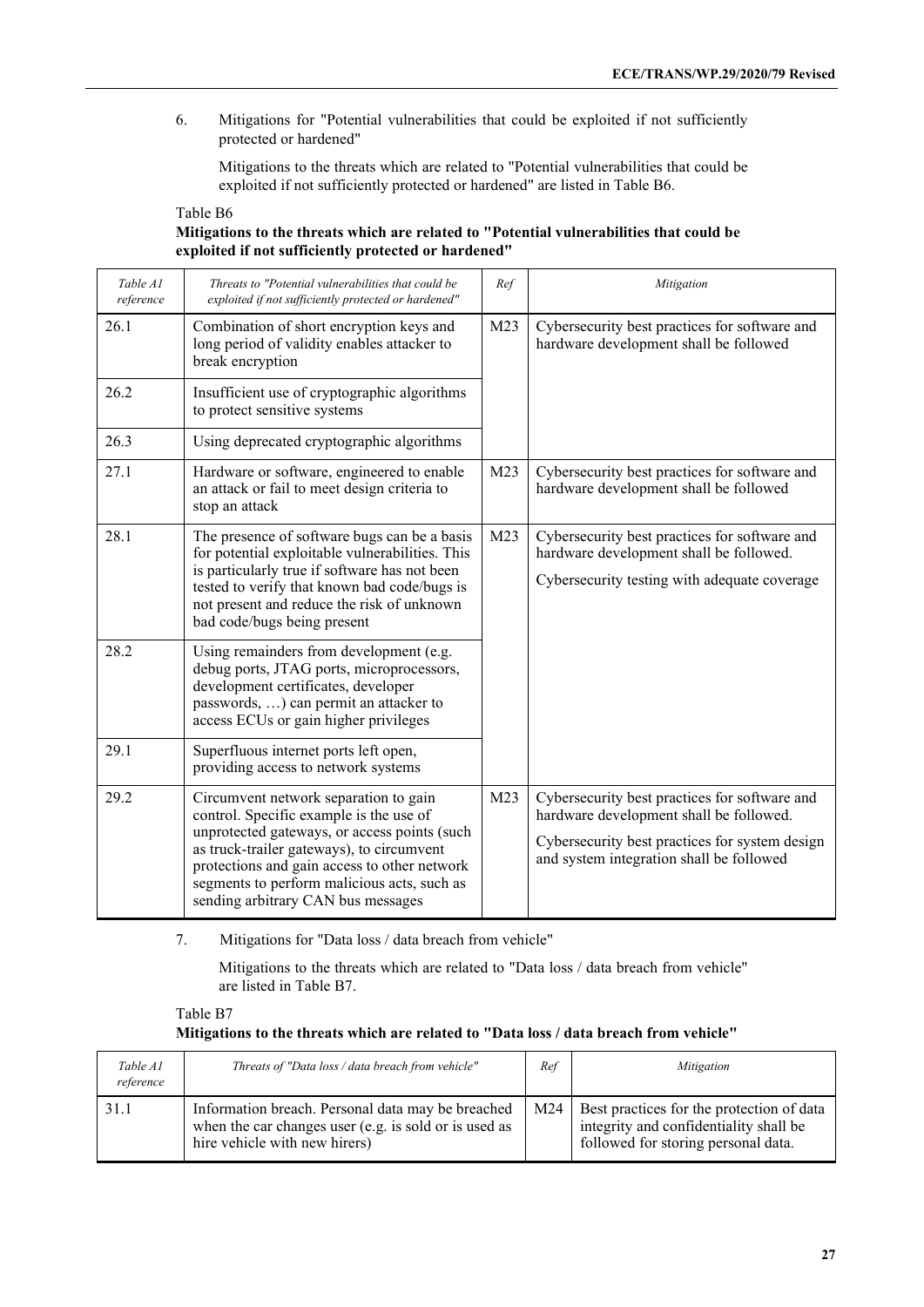6. Mitigations for "Potential vulnerabilities that could be exploited if not sufficiently protected or hardened"

Mitigations to the threats which are related to "Potential vulnerabilities that could be exploited if not sufficiently protected or hardened" are listed in Table B6.

Table B6

**Mitigations to the threats which are related to "Potential vulnerabilities that could be exploited if not sufficiently protected or hardened"**

| *Table A1 reference* | *Threats to "Potential vulnerabilities that could be exploited if not sufficiently protected or hardened"* | *Ref* | *Mitigation* |
|---|---|---|---|
| 26.1 | Combination of short encryption keys and long period of validity enables attacker to break encryption | M23 | Cybersecurity best practices for software and hardware development shall be followed |
| 26.2 | Insufficient use of cryptographic algorithms to protect sensitive systems | | |
| 26.3 | Using deprecated cryptographic algorithms | | |
| 27.1 | Hardware or software, engineered to enable an attack or fail to meet design criteria to stop an attack | M23 | Cybersecurity best practices for software and hardware development shall be followed |
| 28.1 | The presence of software bugs can be a basis for potential exploitable vulnerabilities. This is particularly true if software has not been tested to verify that known bad code/bugs is not present and reduce the risk of unknown bad code/bugs being present | M23 | Cybersecurity best practices for software and hardware development shall be followed. Cybersecurity testing with adequate coverage |
| 28.2 | Using remainders from development (e.g. debug ports, JTAG ports, microprocessors, development certificates, developer passwords, …) can permit an attacker to access ECUs or gain higher privileges | | |
| 29.1 | Superfluous internet ports left open, providing access to network systems | | |
| 29.2 | Circumvent network separation to gain control. Specific example is the use of unprotected gateways, or access points (such as truck-trailer gateways), to circumvent protections and gain access to other network segments to perform malicious acts, such as sending arbitrary CAN bus messages | M23 | Cybersecurity best practices for software and hardware development shall be followed. Cybersecurity best practices for system design and system integration shall be followed |

7. Mitigations for "Data loss / data breach from vehicle"

Mitigations to the threats which are related to "Data loss / data breach from vehicle" are listed in Table B7.

Table B7

**Mitigations to the threats which are related to "Data loss / data breach from vehicle"**

| *Table A1 reference* | *Threats of "Data loss / data breach from vehicle"* | *Ref* | *Mitigation* |
|---|---|---|---|
| 31.1 | Information breach. Personal data may be breached when the car changes user (e.g. is sold or is used as hire vehicle with new hirers) | M24 | Best practices for the protection of data integrity and confidentiality shall be followed for storing personal data. |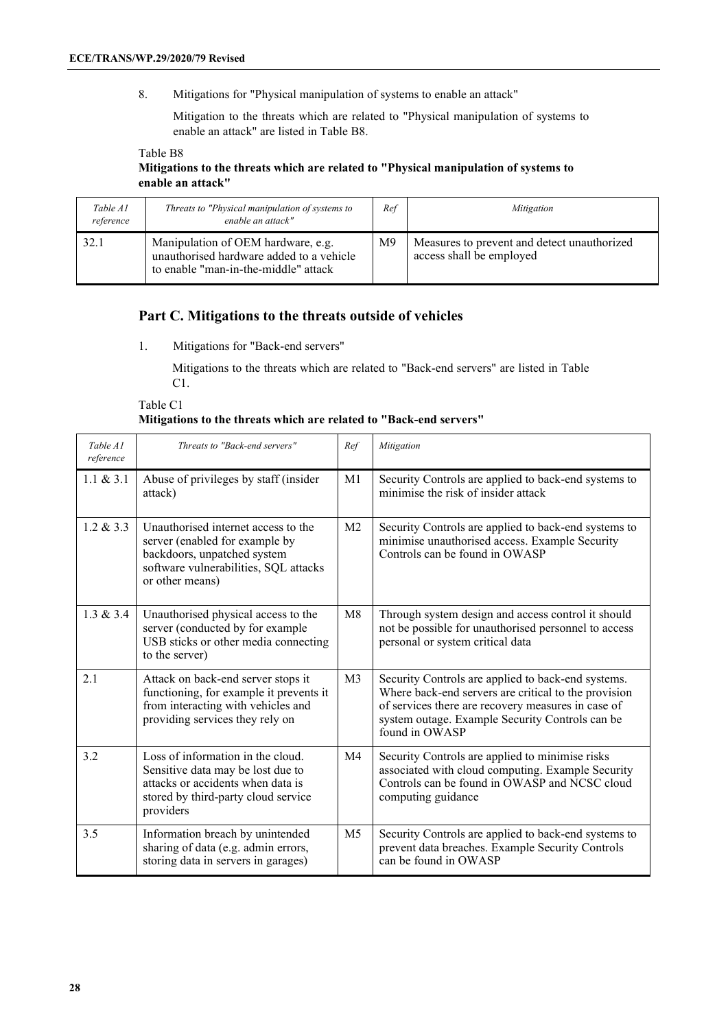8. Mitigations for "Physical manipulation of systems to enable an attack"

Mitigation to the threats which are related to "Physical manipulation of systems to enable an attack" are listed in Table B8.

Table B8

**Mitigations to the threats which are related to "Physical manipulation of systems to enable an attack"**

| *Table A1 reference* | *Threats to "Physical manipulation of systems to enable an attack"* | *Ref* | *Mitigation* |
|---|---|---|---|
| 32.1 | Manipulation of OEM hardware, e.g. unauthorised hardware added to a vehicle to enable "man-in-the-middle" attack | M9 | Measures to prevent and detect unauthorized access shall be employed |

## Part C. Mitigations to the threats outside of vehicles

1. Mitigations for "Back-end servers"

Mitigations to the threats which are related to "Back-end servers" are listed in Table C1.

Table C1

**Mitigations to the threats which are related to "Back-end servers"**

| *Table A1 reference* | *Threats to "Back-end servers"* | *Ref* | *Mitigation* |
|---|---|---|---|
| 1.1 & 3.1 | Abuse of privileges by staff (insider attack) | M1 | Security Controls are applied to back-end systems to minimise the risk of insider attack |
| 1.2 & 3.3 | Unauthorised internet access to the server (enabled for example by backdoors, unpatched system software vulnerabilities, SQL attacks or other means) | M2 | Security Controls are applied to back-end systems to minimise unauthorised access. Example Security Controls can be found in OWASP |
| 1.3 & 3.4 | Unauthorised physical access to the server (conducted by for example USB sticks or other media connecting to the server) | M8 | Through system design and access control it should not be possible for unauthorised personnel to access personal or system critical data |
| 2.1 | Attack on back-end server stops it functioning, for example it prevents it from interacting with vehicles and providing services they rely on | M3 | Security Controls are applied to back-end systems. Where back-end servers are critical to the provision of services there are recovery measures in case of system outage. Example Security Controls can be found in OWASP |
| 3.2 | Loss of information in the cloud. Sensitive data may be lost due to attacks or accidents when data is stored by third-party cloud service providers | M4 | Security Controls are applied to minimise risks associated with cloud computing. Example Security Controls can be found in OWASP and NCSC cloud computing guidance |
| 3.5 | Information breach by unintended sharing of data (e.g. admin errors, storing data in servers in garages) | M5 | Security Controls are applied to back-end systems to prevent data breaches. Example Security Controls can be found in OWASP |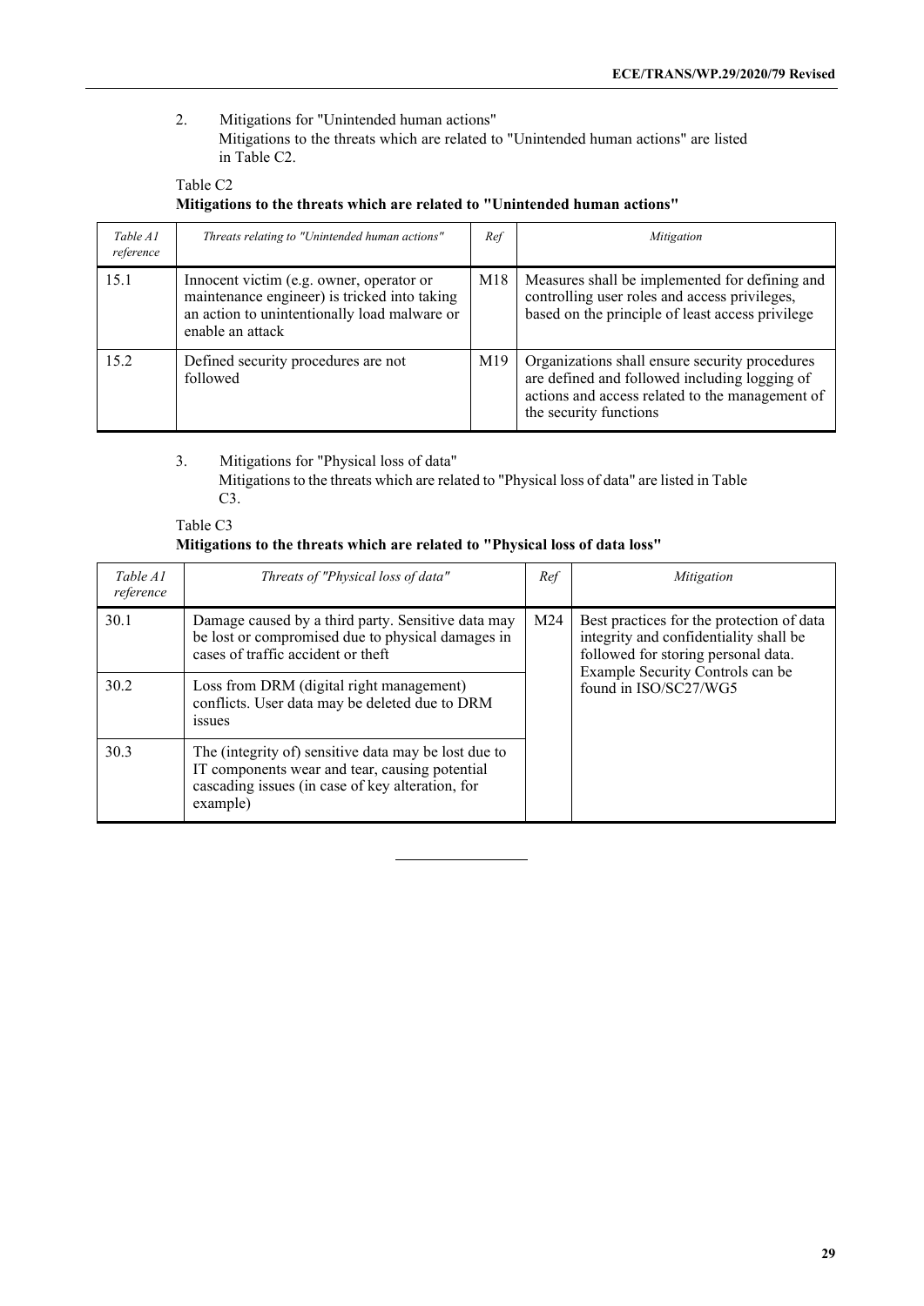2. Mitigations for "Unintended human actions"

Mitigations to the threats which are related to "Unintended human actions" are listed in Table C2.

Table C2

**Mitigations to the threats which are related to "Unintended human actions"**

| *Table A1 reference* | *Threats relating to "Unintended human actions"* | *Ref* | *Mitigation* |
|---|---|---|---|
| 15.1 | Innocent victim (e.g. owner, operator or maintenance engineer) is tricked into taking an action to unintentionally load malware or enable an attack | M18 | Measures shall be implemented for defining and controlling user roles and access privileges, based on the principle of least access privilege |
| 15.2 | Defined security procedures are not followed | M19 | Organizations shall ensure security procedures are defined and followed including logging of actions and access related to the management of the security functions |

3. Mitigations for "Physical loss of data"

Mitigations to the threats which are related to "Physical loss of data" are listed in Table C3.

Table C3

**Mitigations to the threats which are related to "Physical loss of data loss"**

| *Table A1 reference* | *Threats of "Physical loss of data"* | *Ref* | *Mitigation* |
|---|---|---|---|
| 30.1 | Damage caused by a third party. Sensitive data may be lost or compromised due to physical damages in cases of traffic accident or theft | M24 | Best practices for the protection of data integrity and confidentiality shall be followed for storing personal data. Example Security Controls can be found in ISO/SC27/WG5 |
| 30.2 | Loss from DRM (digital right management) conflicts. User data may be deleted due to DRM issues | | |
| 30.3 | The (integrity of) sensitive data may be lost due to IT components wear and tear, causing potential cascading issues (in case of key alteration, for example) | | |